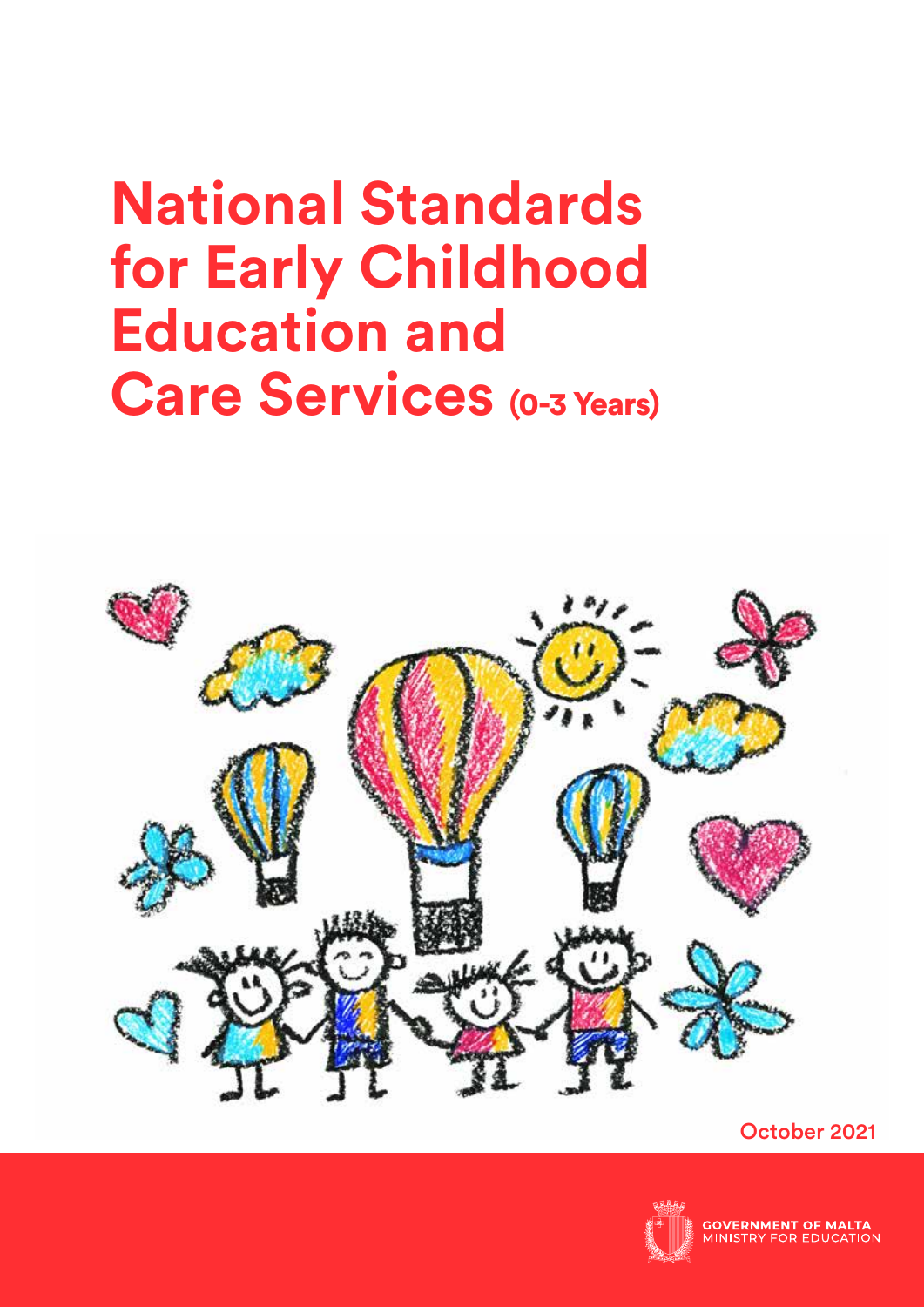# National Standards for Early Childhood Education and Care Services (0-3 Years)

October 2021

GOVERNMENT OF MALTA
MINISTRY FOR EDUCATION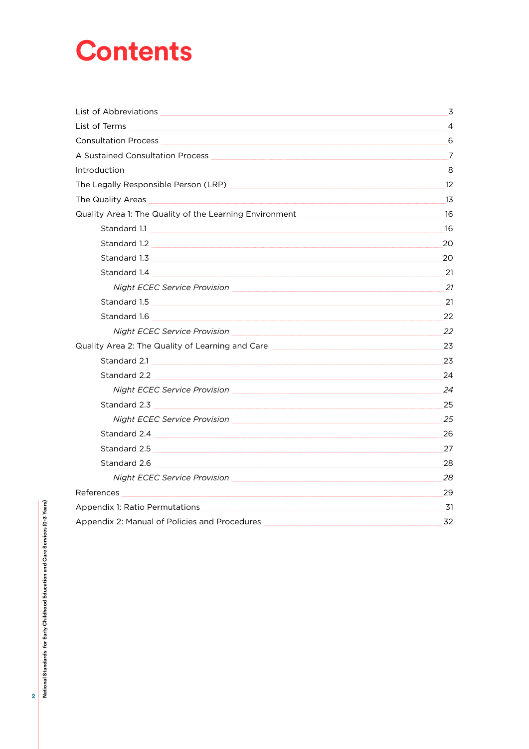# Contents

- List of Abbreviations 3
- List of Terms 4
- Consultation Process 6
- A Sustained Consultation Process 7
- Introduction 8
- The Legally Responsible Person (LRP) 12
- The Quality Areas 13
- Quality Area 1: The Quality of the Learning Environment 16
    - Standard 1.1 16
    - Standard 1.2 20
    - Standard 1.3 20
    - Standard 1.4 21
        - *Night ECEC Service Provision 21*
    - Standard 1.5 21
    - Standard 1.6 22
        - *Night ECEC Service Provision 22*
- Quality Area 2: The Quality of Learning and Care 23
    - Standard 2.1 23
    - Standard 2.2 24
        - *Night ECEC Service Provision 24*
    - Standard 2.3 25
        - *Night ECEC Service Provision 25*
    - Standard 2.4 26
    - Standard 2.5 27
    - Standard 2.6 28
        - *Night ECEC Service Provision 28*
- References 29
- Appendix 1: Ratio Permutations 31
- Appendix 2: Manual of Policies and Procedures 32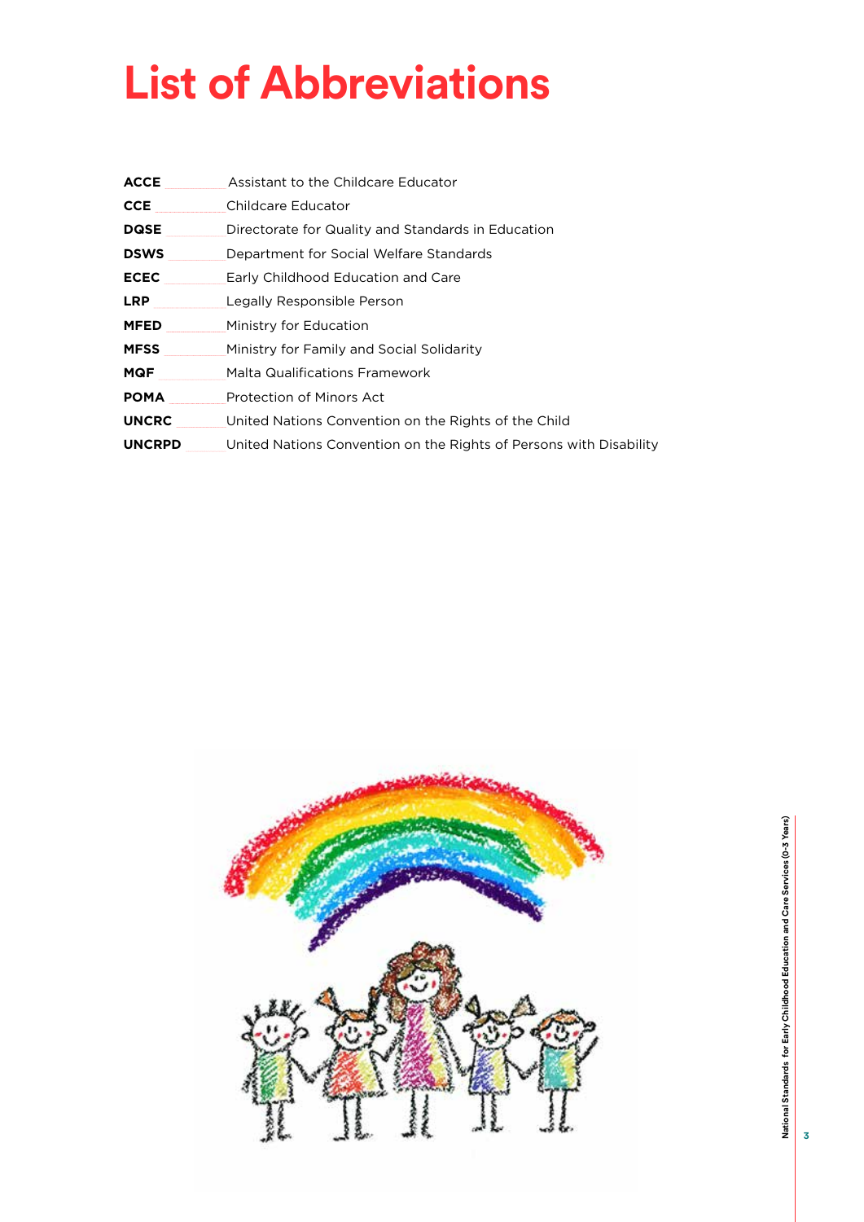# List of Abbreviations

| | |
|---|---|
| **ACCE** | Assistant to the Childcare Educator |
| **CCE** | Childcare Educator |
| **DQSE** | Directorate for Quality and Standards in Education |
| **DSWS** | Department for Social Welfare Standards |
| **ECEC** | Early Childhood Education and Care |
| **LRP** | Legally Responsible Person |
| **MFED** | Ministry for Education |
| **MFSS** | Ministry for Family and Social Solidarity |
| **MQF** | Malta Qualifications Framework |
| **POMA** | Protection of Minors Act |
| **UNCRC** | United Nations Convention on the Rights of the Child |
| **UNCRPD** | United Nations Convention on the Rights of Persons with Disability |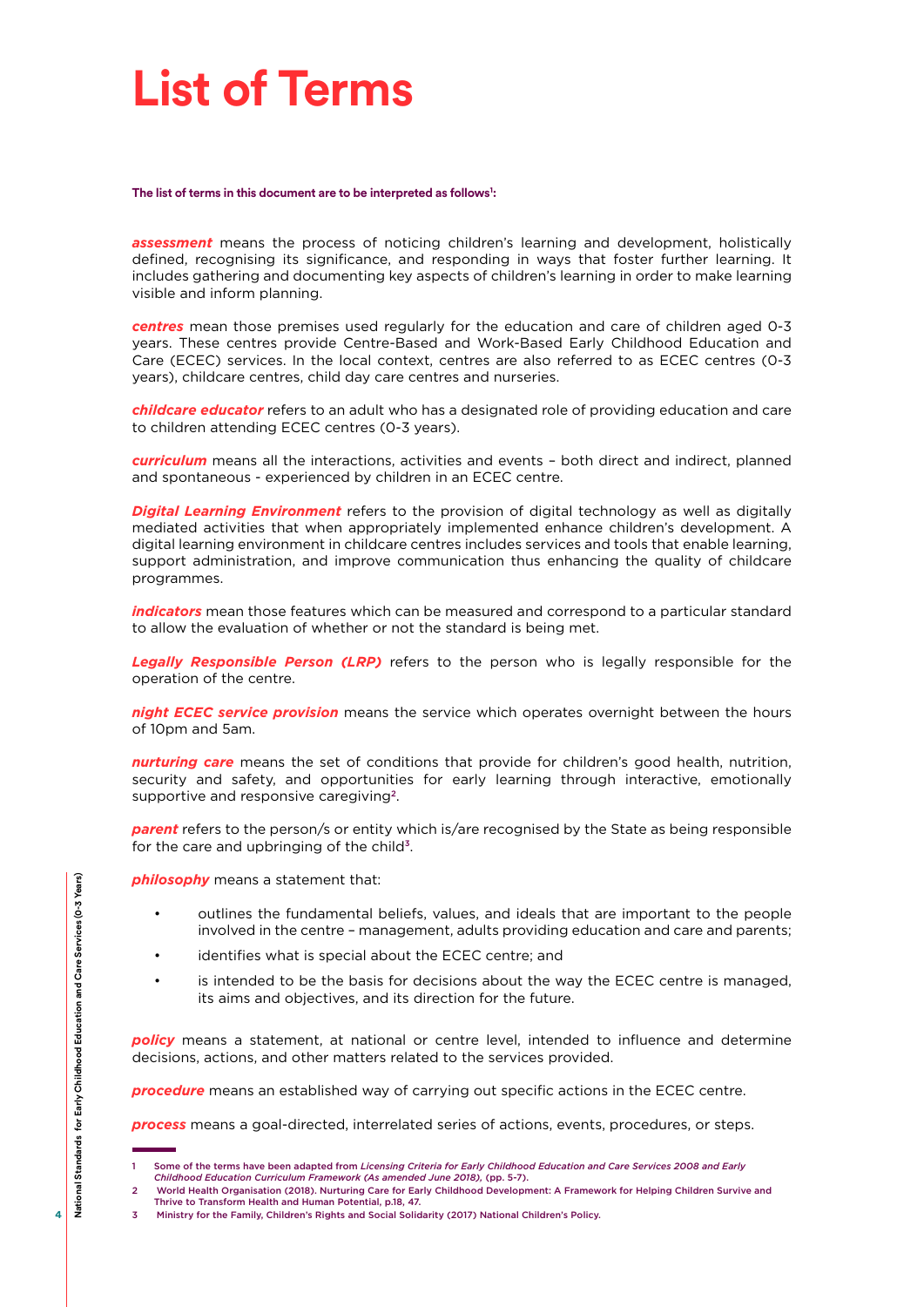# List of Terms

**The list of terms in this document are to be interpreted as follows[1]:**

***assessment*** means the process of noticing children's learning and development, holistically defined, recognising its significance, and responding in ways that foster further learning. It includes gathering and documenting key aspects of children's learning in order to make learning visible and inform planning.

***centres*** mean those premises used regularly for the education and care of children aged 0-3 years. These centres provide Centre-Based and Work-Based Early Childhood Education and Care (ECEC) services. In the local context, centres are also referred to as ECEC centres (0-3 years), childcare centres, child day care centres and nurseries.

***childcare educator*** refers to an adult who has a designated role of providing education and care to children attending ECEC centres (0-3 years).

***curriculum*** means all the interactions, activities and events – both direct and indirect, planned and spontaneous - experienced by children in an ECEC centre.

***Digital Learning Environment*** refers to the provision of digital technology as well as digitally mediated activities that when appropriately implemented enhance children's development. A digital learning environment in childcare centres includes services and tools that enable learning, support administration, and improve communication thus enhancing the quality of childcare programmes.

***indicators*** mean those features which can be measured and correspond to a particular standard to allow the evaluation of whether or not the standard is being met.

***Legally Responsible Person (LRP)*** refers to the person who is legally responsible for the operation of the centre.

***night ECEC service provision*** means the service which operates overnight between the hours of 10pm and 5am.

***nurturing care*** means the set of conditions that provide for children's good health, nutrition, security and safety, and opportunities for early learning through interactive, emotionally supportive and responsive caregiving[2].

***parent*** refers to the person/s or entity which is/are recognised by the State as being responsible for the care and upbringing of the child[3].

***philosophy*** means a statement that:

- outlines the fundamental beliefs, values, and ideals that are important to the people involved in the centre – management, adults providing education and care and parents;
- identifies what is special about the ECEC centre; and
- is intended to be the basis for decisions about the way the ECEC centre is managed, its aims and objectives, and its direction for the future.

***policy*** means a statement, at national or centre level, intended to influence and determine decisions, actions, and other matters related to the services provided.

***procedure*** means an established way of carrying out specific actions in the ECEC centre.

***process*** means a goal-directed, interrelated series of actions, events, procedures, or steps.

---

1 Some of the terms have been adapted from *Licensing Criteria for Early Childhood Education and Care Services 2008 and Early Childhood Education Curriculum Framework (As amended June 2018)*, (pp. 5-7).

2 World Health Organisation (2018). Nurturing Care for Early Childhood Development: A Framework for Helping Children Survive and Thrive to Transform Health and Human Potential, p.18, 47.

3 Ministry for the Family, Children's Rights and Social Solidarity (2017) National Children's Policy.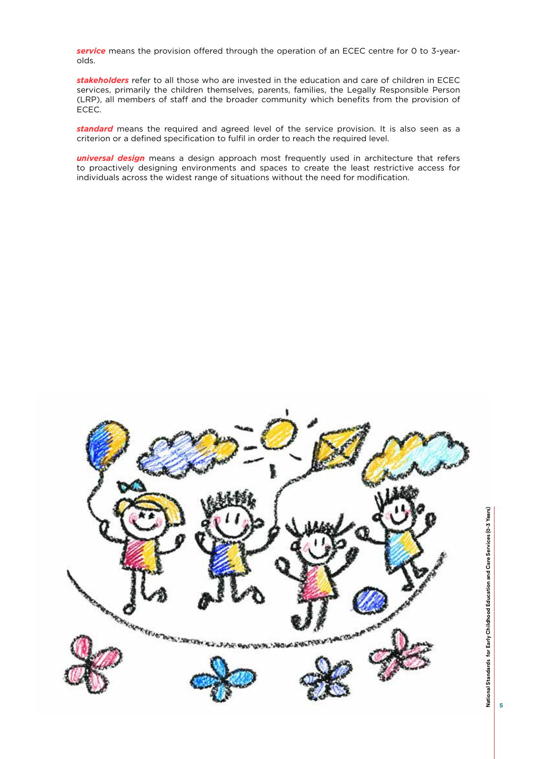***service*** means the provision offered through the operation of an ECEC centre for 0 to 3-year-olds.

***stakeholders*** refer to all those who are invested in the education and care of children in ECEC services, primarily the children themselves, parents, families, the Legally Responsible Person (LRP), all members of staff and the broader community which benefits from the provision of ECEC.

***standard*** means the required and agreed level of the service provision. It is also seen as a criterion or a defined specification to fulfil in order to reach the required level.

***universal design*** means a design approach most frequently used in architecture that refers to proactively designing environments and spaces to create the least restrictive access for individuals across the widest range of situations without the need for modification.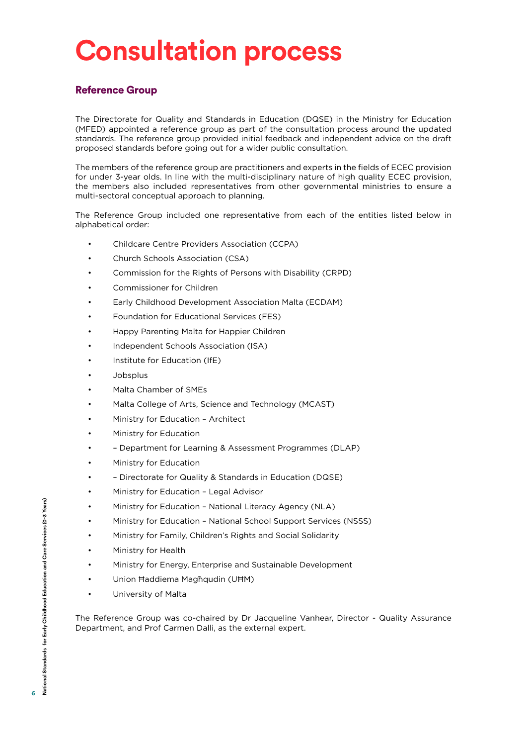# Consultation process

## Reference Group

The Directorate for Quality and Standards in Education (DQSE) in the Ministry for Education (MFED) appointed a reference group as part of the consultation process around the updated standards. The reference group provided initial feedback and independent advice on the draft proposed standards before going out for a wider public consultation.

The members of the reference group are practitioners and experts in the fields of ECEC provision for under 3-year olds. In line with the multi-disciplinary nature of high quality ECEC provision, the members also included representatives from other governmental ministries to ensure a multi-sectoral conceptual approach to planning.

The Reference Group included one representative from each of the entities listed below in alphabetical order:

- Childcare Centre Providers Association (CCPA)
- Church Schools Association (CSA)
- Commission for the Rights of Persons with Disability (CRPD)
- Commissioner for Children
- Early Childhood Development Association Malta (ECDAM)
- Foundation for Educational Services (FES)
- Happy Parenting Malta for Happier Children
- Independent Schools Association (ISA)
- Institute for Education (IfE)
- Jobsplus
- Malta Chamber of SMEs
- Malta College of Arts, Science and Technology (MCAST)
- Ministry for Education – Architect
- Ministry for Education
- – Department for Learning & Assessment Programmes (DLAP)
- Ministry for Education
- – Directorate for Quality & Standards in Education (DQSE)
- Ministry for Education – Legal Advisor
- Ministry for Education – National Literacy Agency (NLA)
- Ministry for Education – National School Support Services (NSSS)
- Ministry for Family, Children's Rights and Social Solidarity
- Ministry for Health
- Ministry for Energy, Enterprise and Sustainable Development
- Union Ħaddiema Magħqudin (UĦM)
- University of Malta

The Reference Group was co-chaired by Dr Jacqueline Vanhear, Director - Quality Assurance Department, and Prof Carmen Dalli, as the external expert.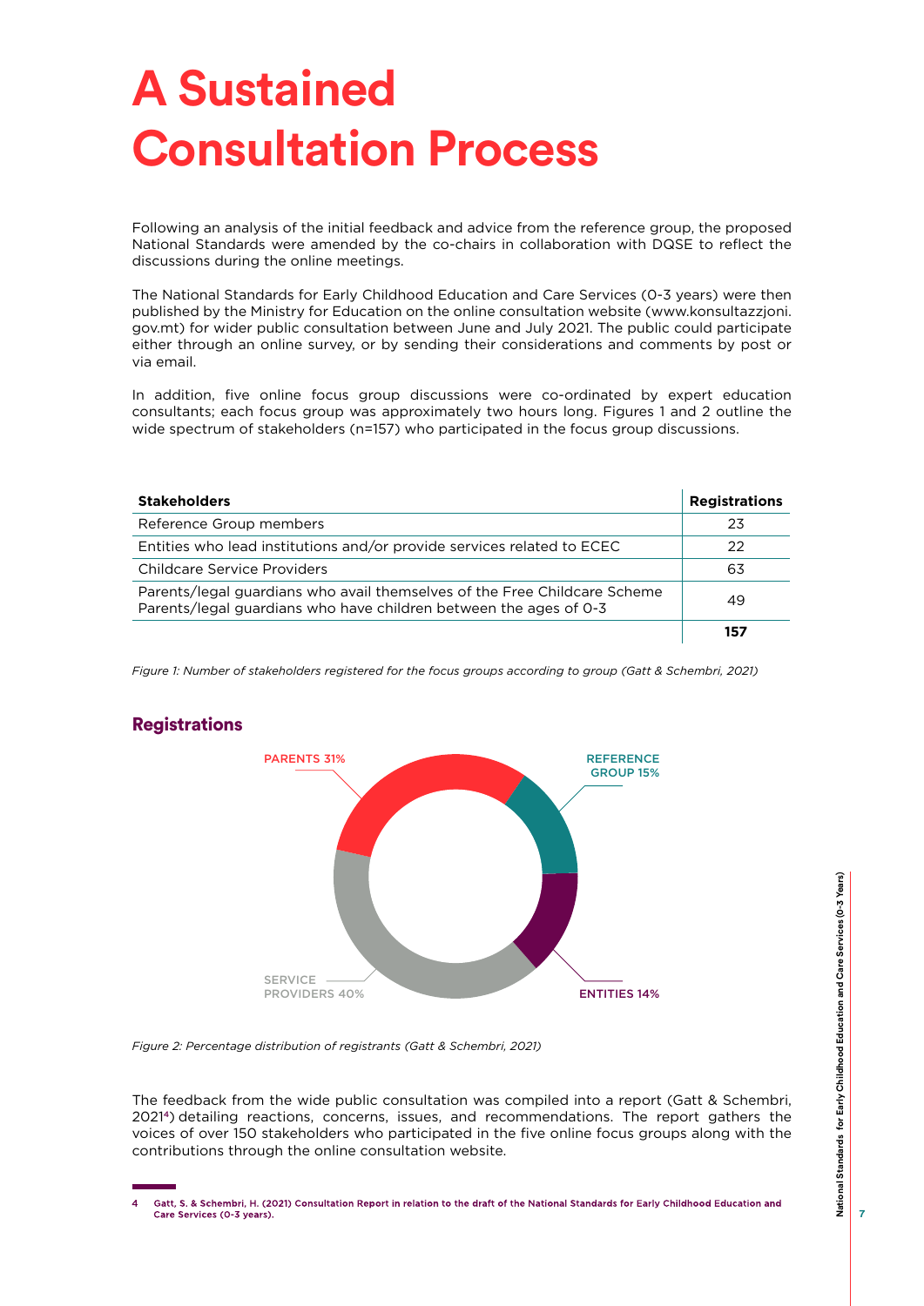# A Sustained Consultation Process

Following an analysis of the initial feedback and advice from the reference group, the proposed National Standards were amended by the co-chairs in collaboration with DQSE to reflect the discussions during the online meetings.

The National Standards for Early Childhood Education and Care Services (0-3 years) were then published by the Ministry for Education on the online consultation website (www.konsultazzjoni.gov.mt) for wider public consultation between June and July 2021. The public could participate either through an online survey, or by sending their considerations and comments by post or via email.

In addition, five online focus group discussions were co-ordinated by expert education consultants; each focus group was approximately two hours long. Figures 1 and 2 outline the wide spectrum of stakeholders (n=157) who participated in the focus group discussions.

| Stakeholders | Registrations |
|---|---|
| Reference Group members | 23 |
| Entities who lead institutions and/or provide services related to ECEC | 22 |
| Childcare Service Providers | 63 |
| Parents/legal guardians who avail themselves of the Free Childcare Scheme<br>Parents/legal guardians who have children between the ages of 0-3 | 49 |
| | **157** |

*Figure 1: Number of stakeholders registered for the focus groups according to group (Gatt & Schembri, 2021)*

## Registrations

PARENTS 31%

REFERENCE GROUP 15%

ENTITIES 14%

SERVICE PROVIDERS 40%

*Figure 2: Percentage distribution of registrants (Gatt & Schembri, 2021)*

The feedback from the wide public consultation was compiled into a report (Gatt & Schembri, 2021[4]) detailing reactions, concerns, issues, and recommendations. The report gathers the voices of over 150 stakeholders who participated in the five online focus groups along with the contributions through the online consultation website.

---

4 Gatt, S. & Schembri, H. (2021) Consultation Report in relation to the draft of the National Standards for Early Childhood Education and Care Services (0-3 years).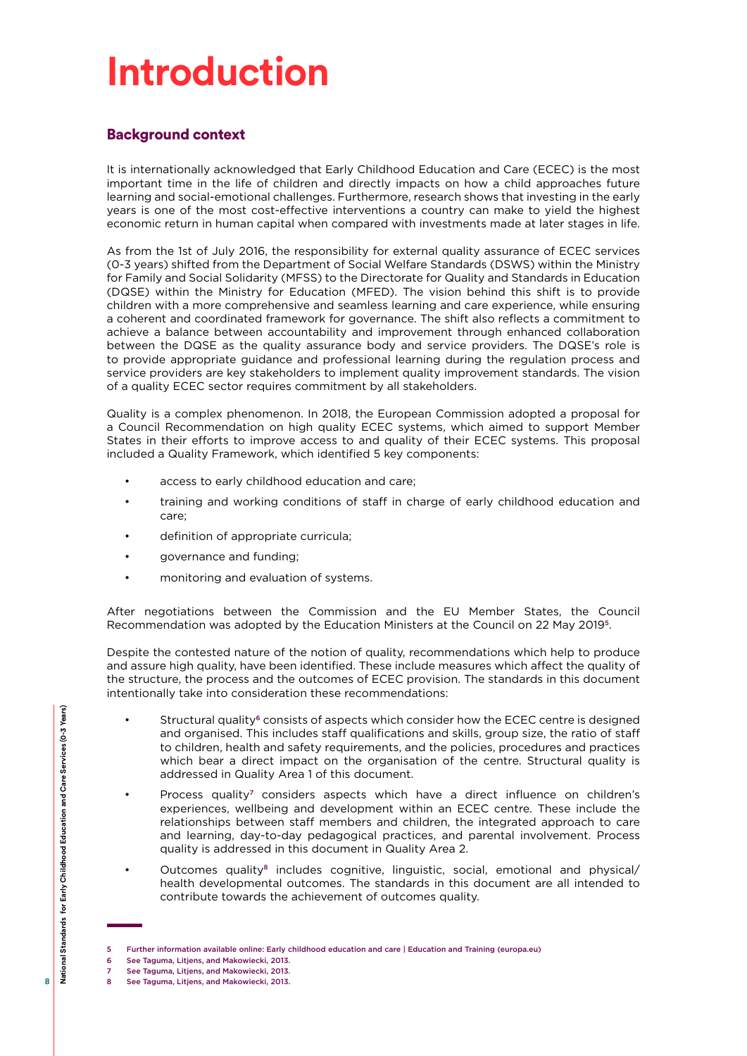# Introduction

## Background context

It is internationally acknowledged that Early Childhood Education and Care (ECEC) is the most important time in the life of children and directly impacts on how a child approaches future learning and social-emotional challenges. Furthermore, research shows that investing in the early years is one of the most cost-effective interventions a country can make to yield the highest economic return in human capital when compared with investments made at later stages in life.

As from the 1st of July 2016, the responsibility for external quality assurance of ECEC services (0-3 years) shifted from the Department of Social Welfare Standards (DSWS) within the Ministry for Family and Social Solidarity (MFSS) to the Directorate for Quality and Standards in Education (DQSE) within the Ministry for Education (MFED). The vision behind this shift is to provide children with a more comprehensive and seamless learning and care experience, while ensuring a coherent and coordinated framework for governance. The shift also reflects a commitment to achieve a balance between accountability and improvement through enhanced collaboration between the DQSE as the quality assurance body and service providers. The DQSE's role is to provide appropriate guidance and professional learning during the regulation process and service providers are key stakeholders to implement quality improvement standards. The vision of a quality ECEC sector requires commitment by all stakeholders.

Quality is a complex phenomenon. In 2018, the European Commission adopted a proposal for a Council Recommendation on high quality ECEC systems, which aimed to support Member States in their efforts to improve access to and quality of their ECEC systems. This proposal included a Quality Framework, which identified 5 key components:

- access to early childhood education and care;
- training and working conditions of staff in charge of early childhood education and care;
- definition of appropriate curricula;
- governance and funding;
- monitoring and evaluation of systems.

After negotiations between the Commission and the EU Member States, the Council Recommendation was adopted by the Education Ministers at the Council on 22 May 2019[5].

Despite the contested nature of the notion of quality, recommendations which help to produce and assure high quality, have been identified. These include measures which affect the quality of the structure, the process and the outcomes of ECEC provision. The standards in this document intentionally take into consideration these recommendations:

- Structural quality[6] consists of aspects which consider how the ECEC centre is designed and organised. This includes staff qualifications and skills, group size, the ratio of staff to children, health and safety requirements, and the policies, procedures and practices which bear a direct impact on the organisation of the centre. Structural quality is addressed in Quality Area 1 of this document.
- Process quality[7] considers aspects which have a direct influence on children's experiences, wellbeing and development within an ECEC centre. These include the relationships between staff members and children, the integrated approach to care and learning, day-to-day pedagogical practices, and parental involvement. Process quality is addressed in this document in Quality Area 2.
- Outcomes quality[8] includes cognitive, linguistic, social, emotional and physical/health developmental outcomes. The standards in this document are all intended to contribute towards the achievement of outcomes quality.

---

5 Further information available online: Early childhood education and care | Education and Training (europa.eu)

6 See Taguma, Litjens, and Makowiecki, 2013.

7 See Taguma, Litjens, and Makowiecki, 2013.

8 See Taguma, Litjens, and Makowiecki, 2013.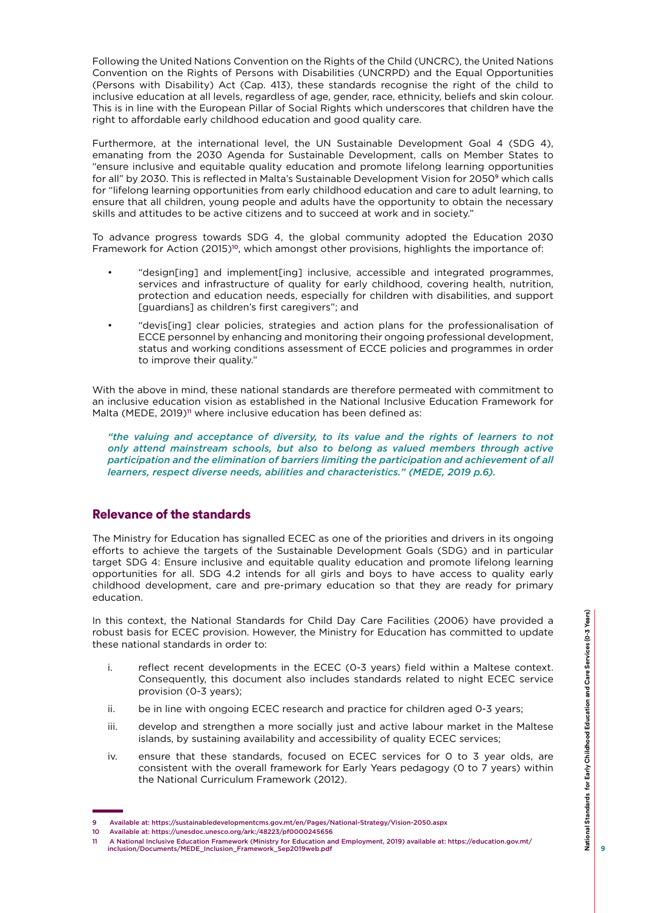Following the United Nations Convention on the Rights of the Child (UNCRC), the United Nations Convention on the Rights of Persons with Disabilities (UNCRPD) and the Equal Opportunities (Persons with Disability) Act (Cap. 413), these standards recognise the right of the child to inclusive education at all levels, regardless of age, gender, race, ethnicity, beliefs and skin colour. This is in line with the European Pillar of Social Rights which underscores that children have the right to affordable early childhood education and good quality care.

Furthermore, at the international level, the UN Sustainable Development Goal 4 (SDG 4), emanating from the 2030 Agenda for Sustainable Development, calls on Member States to "ensure inclusive and equitable quality education and promote lifelong learning opportunities for all" by 2030. This is reflected in Malta's Sustainable Development Vision for 2050[9] which calls for "lifelong learning opportunities from early childhood education and care to adult learning, to ensure that all children, young people and adults have the opportunity to obtain the necessary skills and attitudes to be active citizens and to succeed at work and in society."

To advance progress towards SDG 4, the global community adopted the Education 2030 Framework for Action (2015)[10], which amongst other provisions, highlights the importance of:

- "design[ing] and implement[ing] inclusive, accessible and integrated programmes, services and infrastructure of quality for early childhood, covering health, nutrition, protection and education needs, especially for children with disabilities, and support [guardians] as children's first caregivers"; and
- "devis[ing] clear policies, strategies and action plans for the professionalisation of ECCE personnel by enhancing and monitoring their ongoing professional development, status and working conditions assessment of ECCE policies and programmes in order to improve their quality."

With the above in mind, these national standards are therefore permeated with commitment to an inclusive education vision as established in the National Inclusive Education Framework for Malta (MEDE, 2019)[11] where inclusive education has been defined as:

*"the valuing and acceptance of diversity, to its value and the rights of learners to not only attend mainstream schools, but also to belong as valued members through active participation and the elimination of barriers limiting the participation and achievement of all learners, respect diverse needs, abilities and characteristics." (MEDE, 2019 p.6).*

## Relevance of the standards

The Ministry for Education has signalled ECEC as one of the priorities and drivers in its ongoing efforts to achieve the targets of the Sustainable Development Goals (SDG) and in particular target SDG 4: Ensure inclusive and equitable quality education and promote lifelong learning opportunities for all. SDG 4.2 intends for all girls and boys to have access to quality early childhood development, care and pre-primary education so that they are ready for primary education.

In this context, the National Standards for Child Day Care Facilities (2006) have provided a robust basis for ECEC provision. However, the Ministry for Education has committed to update these national standards in order to:

i. reflect recent developments in the ECEC (0-3 years) field within a Maltese context. Consequently, this document also includes standards related to night ECEC service provision (0-3 years);

ii. be in line with ongoing ECEC research and practice for children aged 0-3 years;

iii. develop and strengthen a more socially just and active labour market in the Maltese islands, by sustaining availability and accessibility of quality ECEC services;

iv. ensure that these standards, focused on ECEC services for 0 to 3 year olds, are consistent with the overall framework for Early Years pedagogy (0 to 7 years) within the National Curriculum Framework (2012).

---

9 Available at: https://sustainabledevelopmentcms.gov.mt/en/Pages/National-Strategy/Vision-2050.aspx

10 Available at: https://unesdoc.unesco.org/ark:/48223/pf0000245656

11 A National Inclusive Education Framework (Ministry for Education and Employment, 2019) available at: https://education.gov.mt/inclusion/Documents/MEDE_Inclusion_Framework_Sep2019web.pdf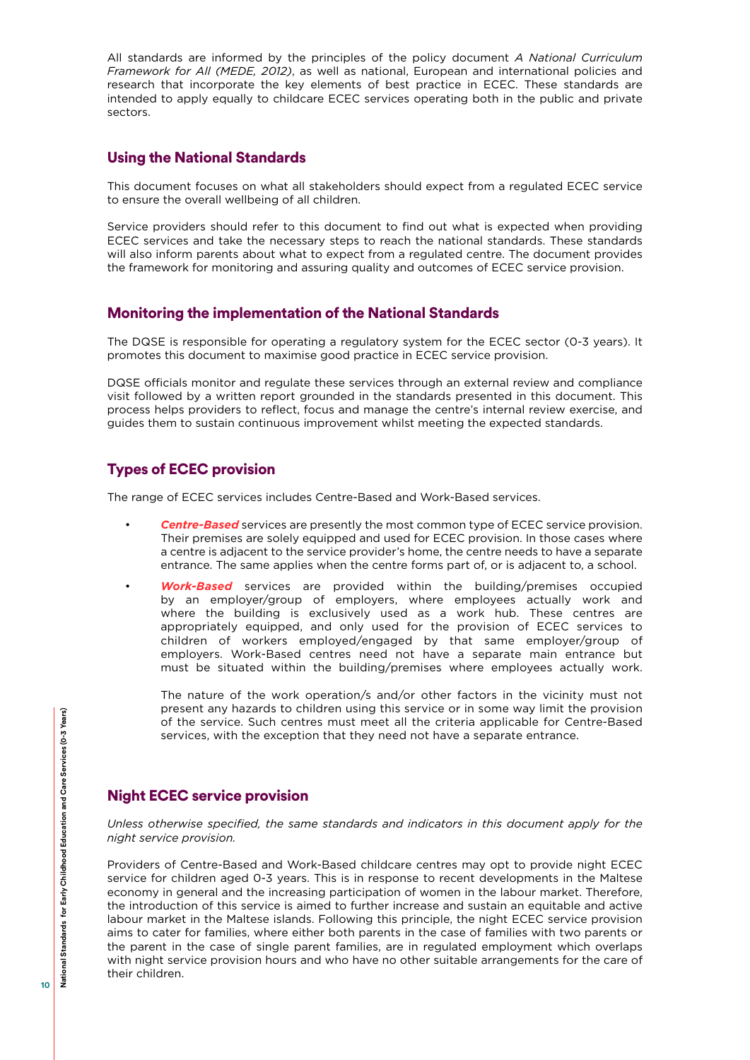All standards are informed by the principles of the policy document *A National Curriculum Framework for All (MEDE, 2012)*, as well as national, European and international policies and research that incorporate the key elements of best practice in ECEC. These standards are intended to apply equally to childcare ECEC services operating both in the public and private sectors.

## Using the National Standards

This document focuses on what all stakeholders should expect from a regulated ECEC service to ensure the overall wellbeing of all children.

Service providers should refer to this document to find out what is expected when providing ECEC services and take the necessary steps to reach the national standards. These standards will also inform parents about what to expect from a regulated centre. The document provides the framework for monitoring and assuring quality and outcomes of ECEC service provision.

## Monitoring the implementation of the National Standards

The DQSE is responsible for operating a regulatory system for the ECEC sector (0-3 years). It promotes this document to maximise good practice in ECEC service provision.

DQSE officials monitor and regulate these services through an external review and compliance visit followed by a written report grounded in the standards presented in this document. This process helps providers to reflect, focus and manage the centre's internal review exercise, and guides them to sustain continuous improvement whilst meeting the expected standards.

## Types of ECEC provision

The range of ECEC services includes Centre-Based and Work-Based services.

- ***Centre-Based*** services are presently the most common type of ECEC service provision. Their premises are solely equipped and used for ECEC provision. In those cases where a centre is adjacent to the service provider's home, the centre needs to have a separate entrance. The same applies when the centre forms part of, or is adjacent to, a school.
- ***Work-Based*** services are provided within the building/premises occupied by an employer/group of employers, where employees actually work and where the building is exclusively used as a work hub. These centres are appropriately equipped, and only used for the provision of ECEC services to children of workers employed/engaged by that same employer/group of employers. Work-Based centres need not have a separate main entrance but must be situated within the building/premises where employees actually work.

  The nature of the work operation/s and/or other factors in the vicinity must not present any hazards to children using this service or in some way limit the provision of the service. Such centres must meet all the criteria applicable for Centre-Based services, with the exception that they need not have a separate entrance.

## Night ECEC service provision

*Unless otherwise specified, the same standards and indicators in this document apply for the night service provision.*

Providers of Centre-Based and Work-Based childcare centres may opt to provide night ECEC service for children aged 0-3 years. This is in response to recent developments in the Maltese economy in general and the increasing participation of women in the labour market. Therefore, the introduction of this service is aimed to further increase and sustain an equitable and active labour market in the Maltese islands. Following this principle, the night ECEC service provision aims to cater for families, where either both parents in the case of families with two parents or the parent in the case of single parent families, are in regulated employment which overlaps with night service provision hours and who have no other suitable arrangements for the care of their children.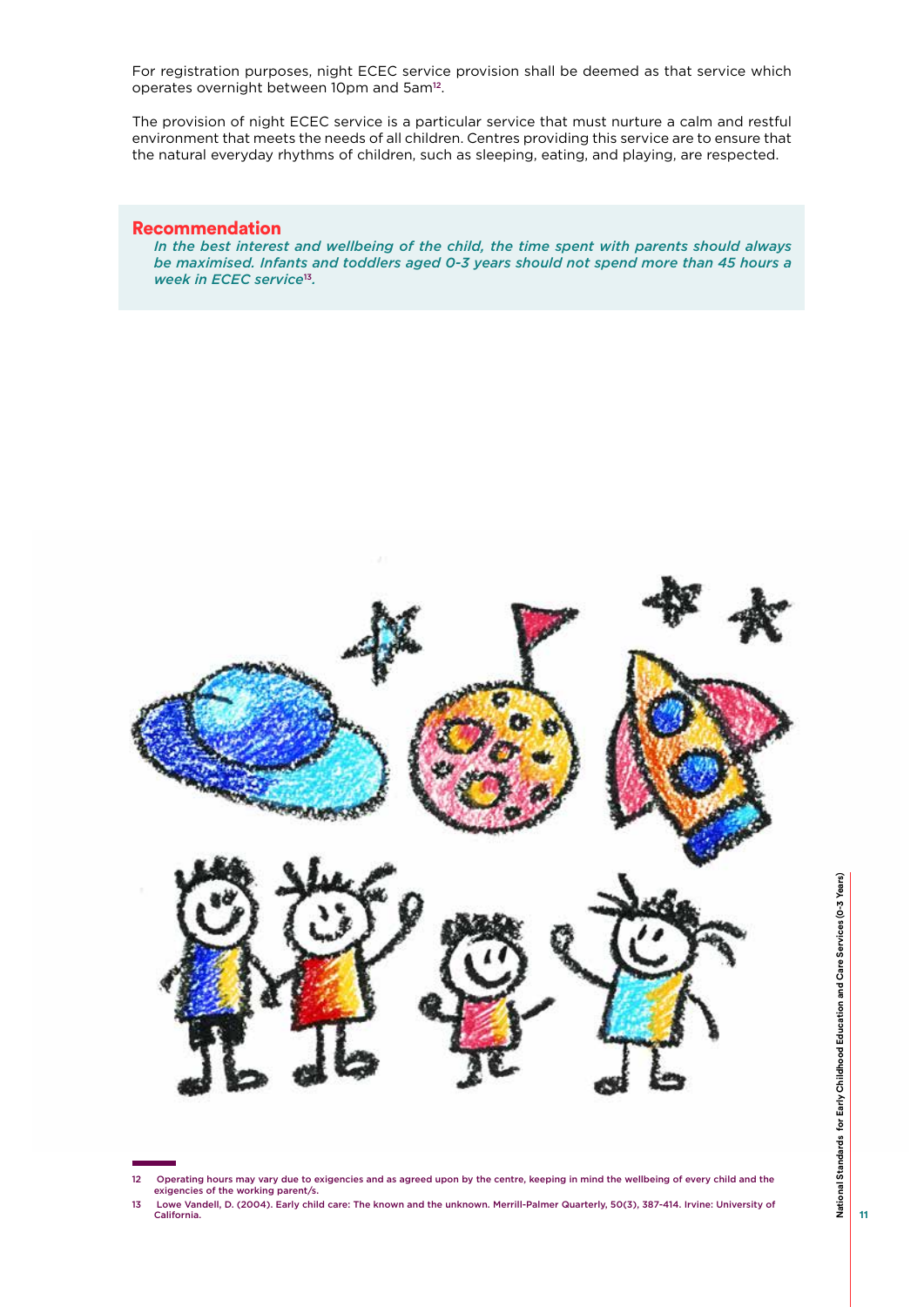For registration purposes, night ECEC service provision shall be deemed as that service which operates overnight between 10pm and 5am[12].

The provision of night ECEC service is a particular service that must nurture a calm and restful environment that meets the needs of all children. Centres providing this service are to ensure that the natural everyday rhythms of children, such as sleeping, eating, and playing, are respected.

**Recommendation**

*In the best interest and wellbeing of the child, the time spent with parents should always be maximised. Infants and toddlers aged 0-3 years should not spend more than 45 hours a week in ECEC service*[13].

---

12 Operating hours may vary due to exigencies and as agreed upon by the centre, keeping in mind the wellbeing of every child and the exigencies of the working parent/s.

13 Lowe Vandell, D. (2004). Early child care: The known and the unknown. Merrill-Palmer Quarterly, 50(3), 387-414. Irvine: University of California.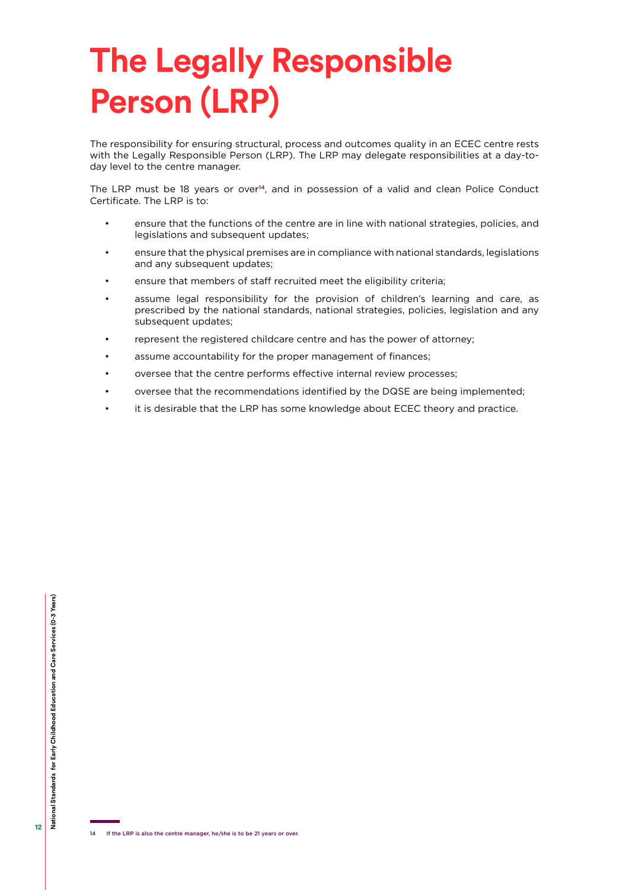# The Legally Responsible Person (LRP)

The responsibility for ensuring structural, process and outcomes quality in an ECEC centre rests with the Legally Responsible Person (LRP). The LRP may delegate responsibilities at a day-to-day level to the centre manager.

The LRP must be 18 years or over[14], and in possession of a valid and clean Police Conduct Certificate. The LRP is to:

- ensure that the functions of the centre are in line with national strategies, policies, and legislations and subsequent updates;
- ensure that the physical premises are in compliance with national standards, legislations and any subsequent updates;
- ensure that members of staff recruited meet the eligibility criteria;
- assume legal responsibility for the provision of children's learning and care, as prescribed by the national standards, national strategies, policies, legislation and any subsequent updates;
- represent the registered childcare centre and has the power of attorney;
- assume accountability for the proper management of finances;
- oversee that the centre performs effective internal review processes;
- oversee that the recommendations identified by the DQSE are being implemented;
- it is desirable that the LRP has some knowledge about ECEC theory and practice.

14 If the LRP is also the centre manager, he/she is to be 21 years or over.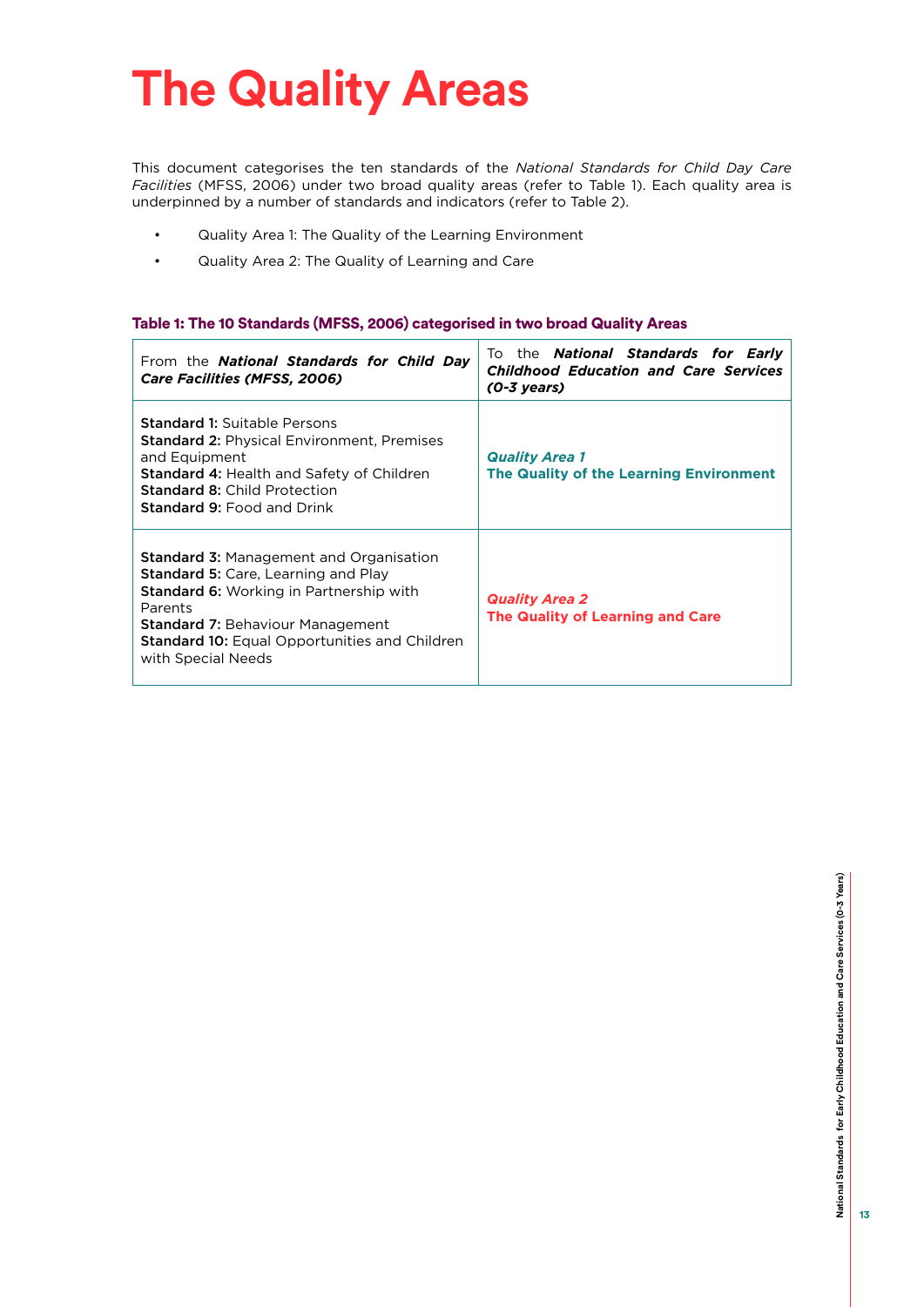# The Quality Areas

This document categorises the ten standards of the *National Standards for Child Day Care Facilities* (MFSS, 2006) under two broad quality areas (refer to Table 1). Each quality area is underpinned by a number of standards and indicators (refer to Table 2).

- Quality Area 1: The Quality of the Learning Environment
- Quality Area 2: The Quality of Learning and Care

**Table 1: The 10 Standards (MFSS, 2006) categorised in two broad Quality Areas**

| From the ***National Standards for Child Day Care Facilities (MFSS, 2006)*** | To the ***National Standards for Early Childhood Education and Care Services (0-3 years)*** |
|---|---|
| **Standard 1:** Suitable Persons<br>**Standard 2:** Physical Environment, Premises and Equipment<br>**Standard 4:** Health and Safety of Children<br>**Standard 8:** Child Protection<br>**Standard 9:** Food and Drink | ***Quality Area 1***<br>**The Quality of the Learning Environment** |
| **Standard 3:** Management and Organisation<br>**Standard 5:** Care, Learning and Play<br>**Standard 6:** Working in Partnership with Parents<br>**Standard 7:** Behaviour Management<br>**Standard 10:** Equal Opportunities and Children with Special Needs | ***Quality Area 2***<br>**The Quality of Learning and Care** |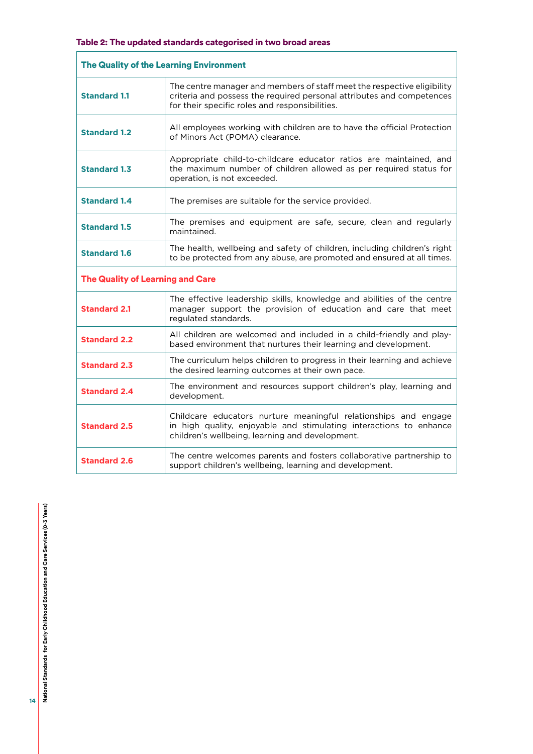**Table 2: The updated standards categorised in two broad areas**

| The Quality of the Learning Environment | |
|---|---|
| **Standard 1.1** | The centre manager and members of staff meet the respective eligibility criteria and possess the required personal attributes and competences for their specific roles and responsibilities. |
| **Standard 1.2** | All employees working with children are to have the official Protection of Minors Act (POMA) clearance. |
| **Standard 1.3** | Appropriate child-to-childcare educator ratios are maintained, and the maximum number of children allowed as per required status for operation, is not exceeded. |
| **Standard 1.4** | The premises are suitable for the service provided. |
| **Standard 1.5** | The premises and equipment are safe, secure, clean and regularly maintained. |
| **Standard 1.6** | The health, wellbeing and safety of children, including children's right to be protected from any abuse, are promoted and ensured at all times. |
| **The Quality of Learning and Care** | |
| **Standard 2.1** | The effective leadership skills, knowledge and abilities of the centre manager support the provision of education and care that meet regulated standards. |
| **Standard 2.2** | All children are welcomed and included in a child-friendly and play-based environment that nurtures their learning and development. |
| **Standard 2.3** | The curriculum helps children to progress in their learning and achieve the desired learning outcomes at their own pace. |
| **Standard 2.4** | The environment and resources support children's play, learning and development. |
| **Standard 2.5** | Childcare educators nurture meaningful relationships and engage in high quality, enjoyable and stimulating interactions to enhance children's wellbeing, learning and development. |
| **Standard 2.6** | The centre welcomes parents and fosters collaborative partnership to support children's wellbeing, learning and development. |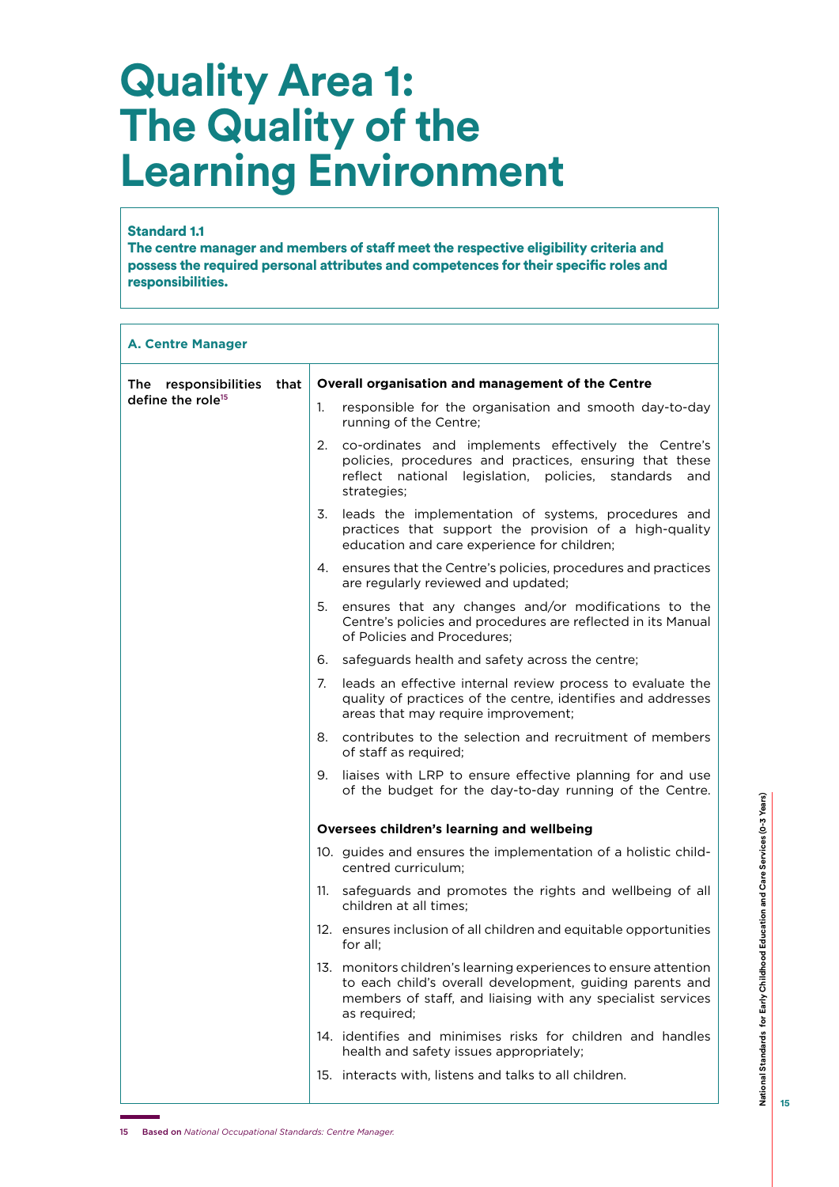# Quality Area 1: The Quality of the Learning Environment

**Standard 1.1**
**The centre manager and members of staff meet the respective eligibility criteria and possess the required personal attributes and competences for their specific roles and responsibilities.**

| A. Centre Manager | |
|---|---|
| The responsibilities that define the role[15] | **Overall organisation and management of the Centre**<br>1. responsible for the organisation and smooth day-to-day running of the Centre;<br>2. co-ordinates and implements effectively the Centre's policies, procedures and practices, ensuring that these reflect national legislation, policies, standards and strategies;<br>3. leads the implementation of systems, procedures and practices that support the provision of a high-quality education and care experience for children;<br>4. ensures that the Centre's policies, procedures and practices are regularly reviewed and updated;<br>5. ensures that any changes and/or modifications to the Centre's policies and procedures are reflected in its Manual of Policies and Procedures;<br>6. safeguards health and safety across the centre;<br>7. leads an effective internal review process to evaluate the quality of practices of the centre, identifies and addresses areas that may require improvement;<br>8. contributes to the selection and recruitment of members of staff as required;<br>9. liaises with LRP to ensure effective planning for and use of the budget for the day-to-day running of the Centre.<br><br>**Oversees children's learning and wellbeing**<br>10. guides and ensures the implementation of a holistic child-centred curriculum;<br>11. safeguards and promotes the rights and wellbeing of all children at all times;<br>12. ensures inclusion of all children and equitable opportunities for all;<br>13. monitors children's learning experiences to ensure attention to each child's overall development, guiding parents and members of staff, and liaising with any specialist services as required;<br>14. identifies and minimises risks for children and handles health and safety issues appropriately;<br>15. interacts with, listens and talks to all children. |

15 Based on *National Occupational Standards: Centre Manager.*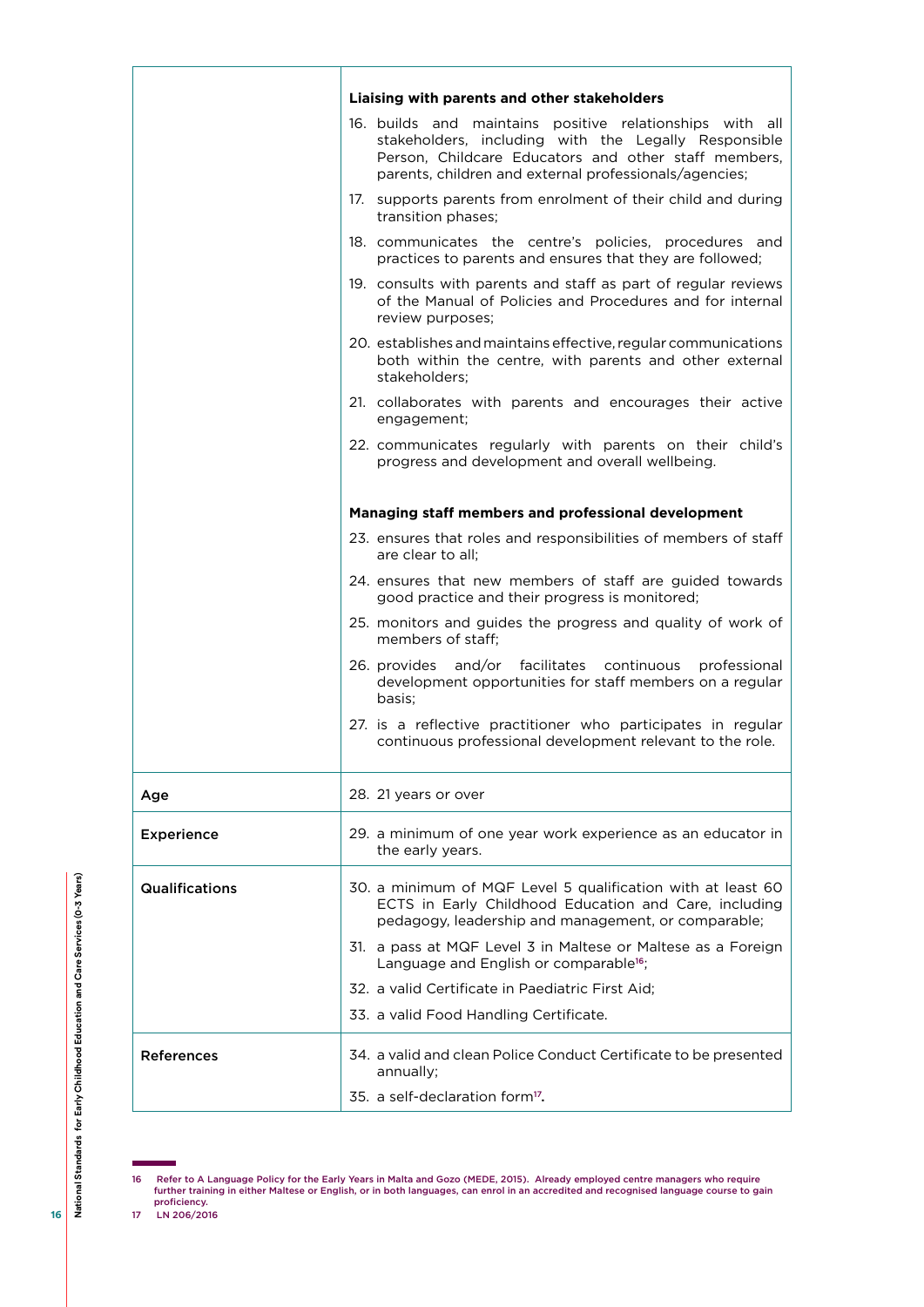| | |
|---|---|
| | **Liaising with parents and other stakeholders**<br>16. builds and maintains positive relationships with all stakeholders, including with the Legally Responsible Person, Childcare Educators and other staff members, parents, children and external professionals/agencies;<br>17. supports parents from enrolment of their child and during transition phases;<br>18. communicates the centre's policies, procedures and practices to parents and ensures that they are followed;<br>19. consults with parents and staff as part of regular reviews of the Manual of Policies and Procedures and for internal review purposes;<br>20. establishes and maintains effective, regular communications both within the centre, with parents and other external stakeholders;<br>21. collaborates with parents and encourages their active engagement;<br>22. communicates regularly with parents on their child's progress and development and overall wellbeing.<br><br>**Managing staff members and professional development**<br>23. ensures that roles and responsibilities of members of staff are clear to all;<br>24. ensures that new members of staff are guided towards good practice and their progress is monitored;<br>25. monitors and guides the progress and quality of work of members of staff;<br>26. provides and/or facilitates continuous professional development opportunities for staff members on a regular basis;<br>27. is a reflective practitioner who participates in regular continuous professional development relevant to the role. |
| Age | 28. 21 years or over |
| Experience | 29. a minimum of one year work experience as an educator in the early years. |
| Qualifications | 30. a minimum of MQF Level 5 qualification with at least 60 ECTS in Early Childhood Education and Care, including pedagogy, leadership and management, or comparable;<br>31. a pass at MQF Level 3 in Maltese or Maltese as a Foreign Language and English or comparable[16];<br>32. a valid Certificate in Paediatric First Aid;<br>33. a valid Food Handling Certificate. |
| References | 34. a valid and clean Police Conduct Certificate to be presented annually;<br>35. a self-declaration form[17]. |

16 Refer to A Language Policy for the Early Years in Malta and Gozo (MEDE, 2015). Already employed centre managers who require further training in either Maltese or English, or in both languages, can enrol in an accredited and recognised language course to gain proficiency.

17 LN 206/2016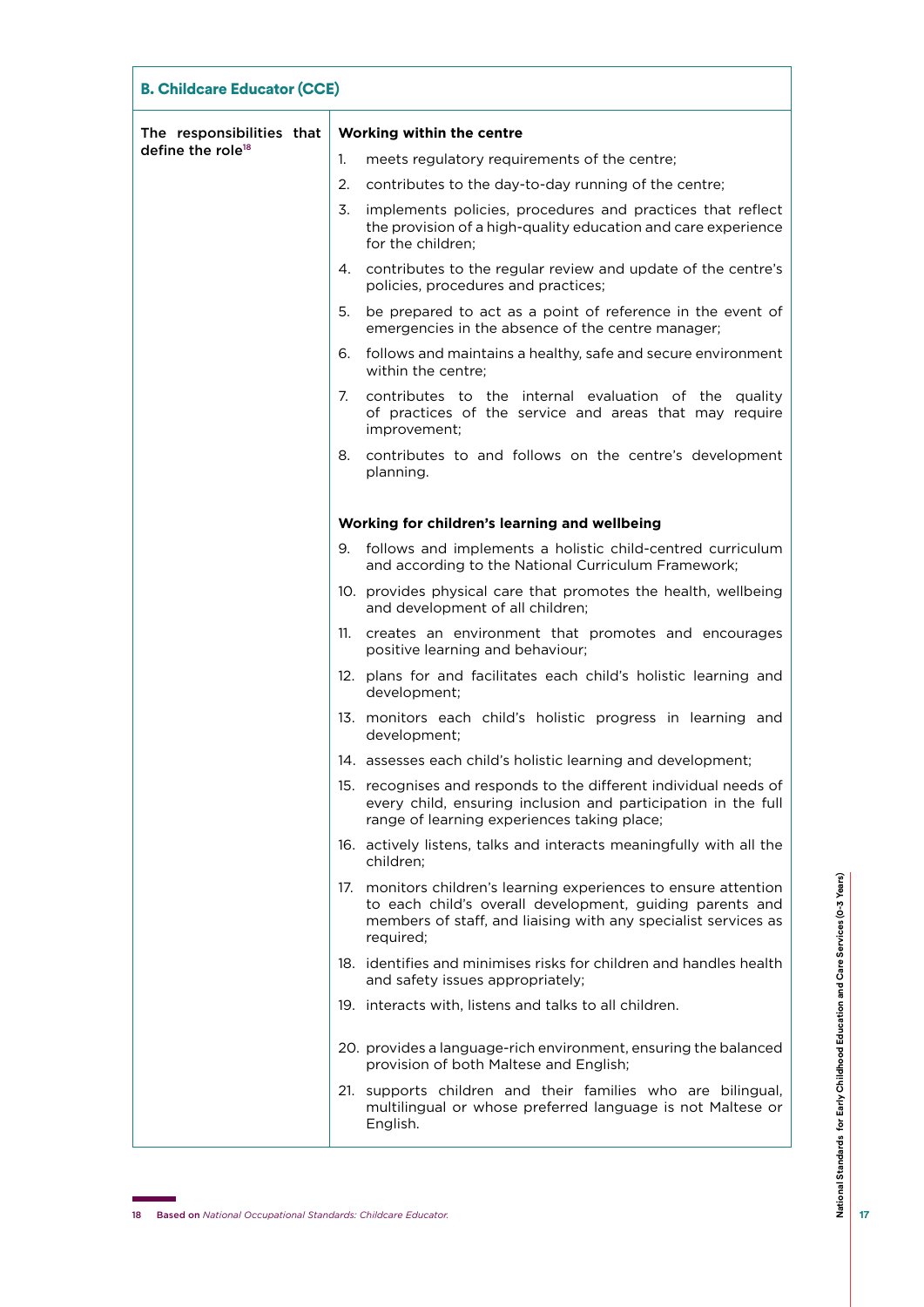| B. Childcare Educator (CCE) | |
|---|---|
| The responsibilities that define the role[18] | **Working within the centre**<br>1. meets regulatory requirements of the centre;<br>2. contributes to the day-to-day running of the centre;<br>3. implements policies, procedures and practices that reflect the provision of a high-quality education and care experience for the children;<br>4. contributes to the regular review and update of the centre's policies, procedures and practices;<br>5. be prepared to act as a point of reference in the event of emergencies in the absence of the centre manager;<br>6. follows and maintains a healthy, safe and secure environment within the centre;<br>7. contributes to the internal evaluation of the quality of practices of the service and areas that may require improvement;<br>8. contributes to and follows on the centre's development planning.<br><br>**Working for children's learning and wellbeing**<br>9. follows and implements a holistic child-centred curriculum and according to the National Curriculum Framework;<br>10. provides physical care that promotes the health, wellbeing and development of all children;<br>11. creates an environment that promotes and encourages positive learning and behaviour;<br>12. plans for and facilitates each child's holistic learning and development;<br>13. monitors each child's holistic progress in learning and development;<br>14. assesses each child's holistic learning and development;<br>15. recognises and responds to the different individual needs of every child, ensuring inclusion and participation in the full range of learning experiences taking place;<br>16. actively listens, talks and interacts meaningfully with all the children;<br>17. monitors children's learning experiences to ensure attention to each child's overall development, guiding parents and members of staff, and liaising with any specialist services as required;<br>18. identifies and minimises risks for children and handles health and safety issues appropriately;<br>19. interacts with, listens and talks to all children.<br><br>20. provides a language-rich environment, ensuring the balanced provision of both Maltese and English;<br>21. supports children and their families who are bilingual, multilingual or whose preferred language is not Maltese or English. |

18 Based on *National Occupational Standards: Childcare Educator.*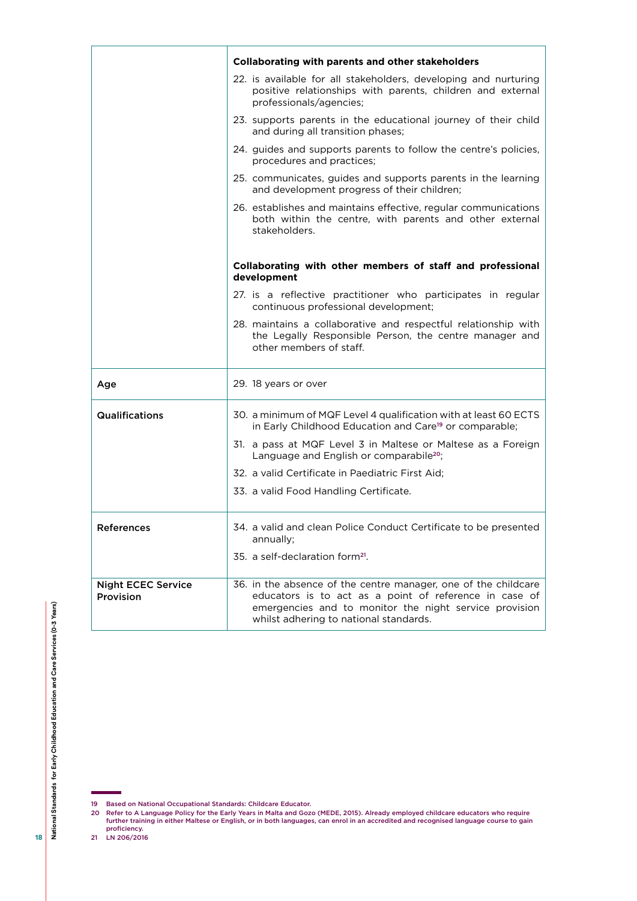| | |
|---|---|
| | **Collaborating with parents and other stakeholders**<br>22. is available for all stakeholders, developing and nurturing positive relationships with parents, children and external professionals/agencies;<br>23. supports parents in the educational journey of their child and during all transition phases;<br>24. guides and supports parents to follow the centre's policies, procedures and practices;<br>25. communicates, guides and supports parents in the learning and development progress of their children;<br>26. establishes and maintains effective, regular communications both within the centre, with parents and other external stakeholders.<br><br>**Collaborating with other members of staff and professional development**<br>27. is a reflective practitioner who participates in regular continuous professional development;<br>28. maintains a collaborative and respectful relationship with the Legally Responsible Person, the centre manager and other members of staff. |
| **Age** | 29. 18 years or over |
| **Qualifications** | 30. a minimum of MQF Level 4 qualification with at least 60 ECTS in Early Childhood Education and Care[19] or comparable;<br>31. a pass at MQF Level 3 in Maltese or Maltese as a Foreign Language and English or comparable[20];<br>32. a valid Certificate in Paediatric First Aid;<br>33. a valid Food Handling Certificate. |
| **References** | 34. a valid and clean Police Conduct Certificate to be presented annually;<br>35. a self-declaration form[21]. |
| **Night ECEC Service Provision** | 36. in the absence of the centre manager, one of the childcare educators is to act as a point of reference in case of emergencies and to monitor the night service provision whilst adhering to national standards. |

19 Based on National Occupational Standards: Childcare Educator.

20 Refer to A Language Policy for the Early Years in Malta and Gozo (MEDE, 2015). Already employed childcare educators who require further training in either Maltese or English, or in both languages, can enrol in an accredited and recognised language course to gain proficiency.

21 LN 206/2016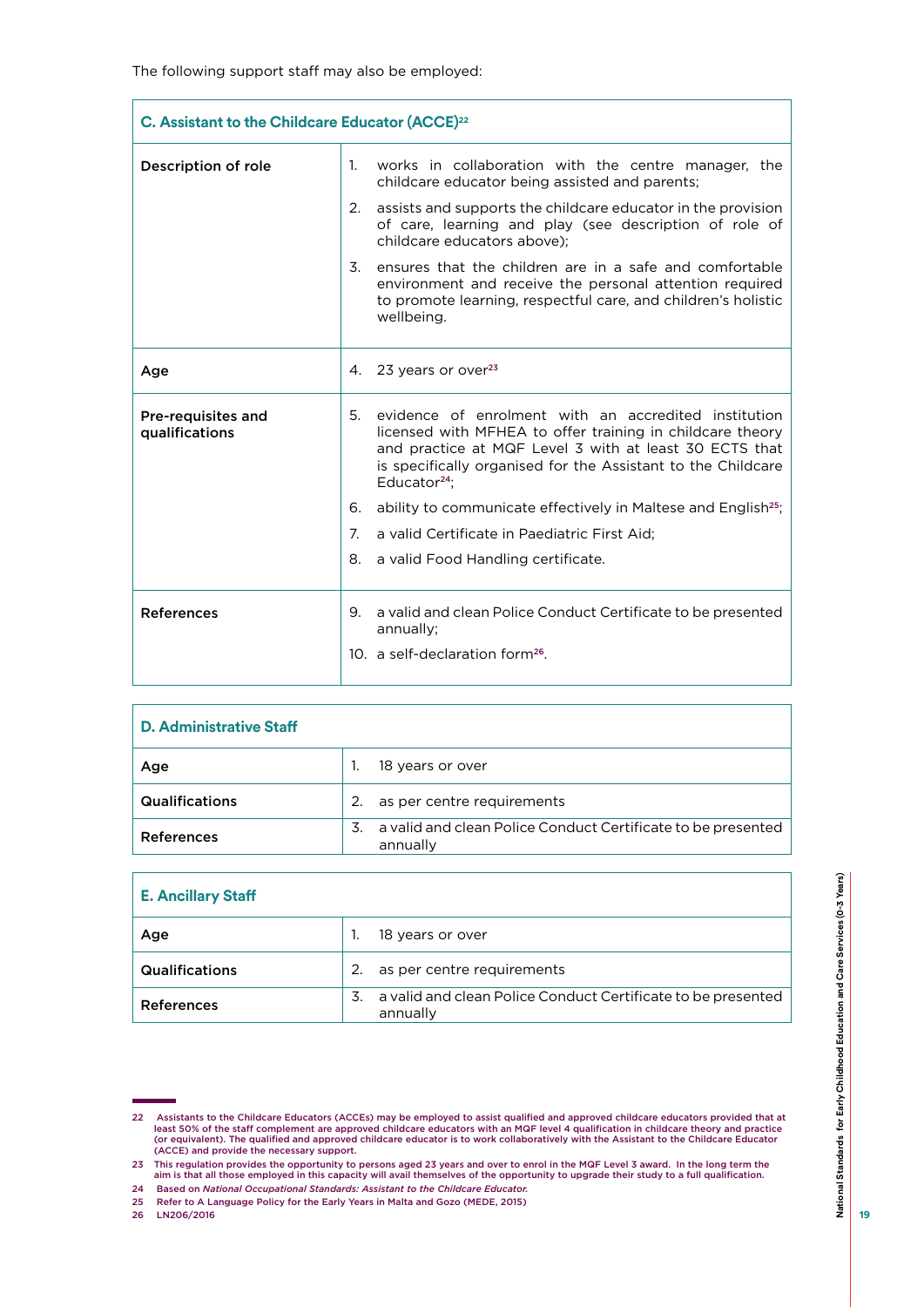The following support staff may also be employed:

| C. Assistant to the Childcare Educator (ACCE)[22] | |
|---|---|
| Description of role | 1. works in collaboration with the centre manager, the childcare educator being assisted and parents;<br>2. assists and supports the childcare educator in the provision of care, learning and play (see description of role of childcare educators above);<br>3. ensures that the children are in a safe and comfortable environment and receive the personal attention required to promote learning, respectful care, and children's holistic wellbeing. |
| Age | 4. 23 years or over[23] |
| Pre-requisites and qualifications | 5. evidence of enrolment with an accredited institution licensed with MFHEA to offer training in childcare theory and practice at MQF Level 3 with at least 30 ECTS that is specifically organised for the Assistant to the Childcare Educator[24];<br>6. ability to communicate effectively in Maltese and English[25];<br>7. a valid Certificate in Paediatric First Aid;<br>8. a valid Food Handling certificate. |
| References | 9. a valid and clean Police Conduct Certificate to be presented annually;<br>10. a self-declaration form[26]. |

| D. Administrative Staff | |
|---|---|
| Age | 1. 18 years or over |
| Qualifications | 2. as per centre requirements |
| References | 3. a valid and clean Police Conduct Certificate to be presented annually |

| E. Ancillary Staff | |
|---|---|
| Age | 1. 18 years or over |
| Qualifications | 2. as per centre requirements |
| References | 3. a valid and clean Police Conduct Certificate to be presented annually |

---

22 Assistants to the Childcare Educators (ACCEs) may be employed to assist qualified and approved childcare educators provided that at least 50% of the staff complement are approved childcare educators with an MQF level 4 qualification in childcare theory and practice (or equivalent). The qualified and approved childcare educator is to work collaboratively with the Assistant to the Childcare Educator (ACCE) and provide the necessary support.

23 This regulation provides the opportunity to persons aged 23 years and over to enrol in the MQF Level 3 award. In the long term the aim is that all those employed in this capacity will avail themselves of the opportunity to upgrade their study to a full qualification.

24 Based on *National Occupational Standards: Assistant to the Childcare Educator.*

25 Refer to A Language Policy for the Early Years in Malta and Gozo (MEDE, 2015)

26 LN206/2016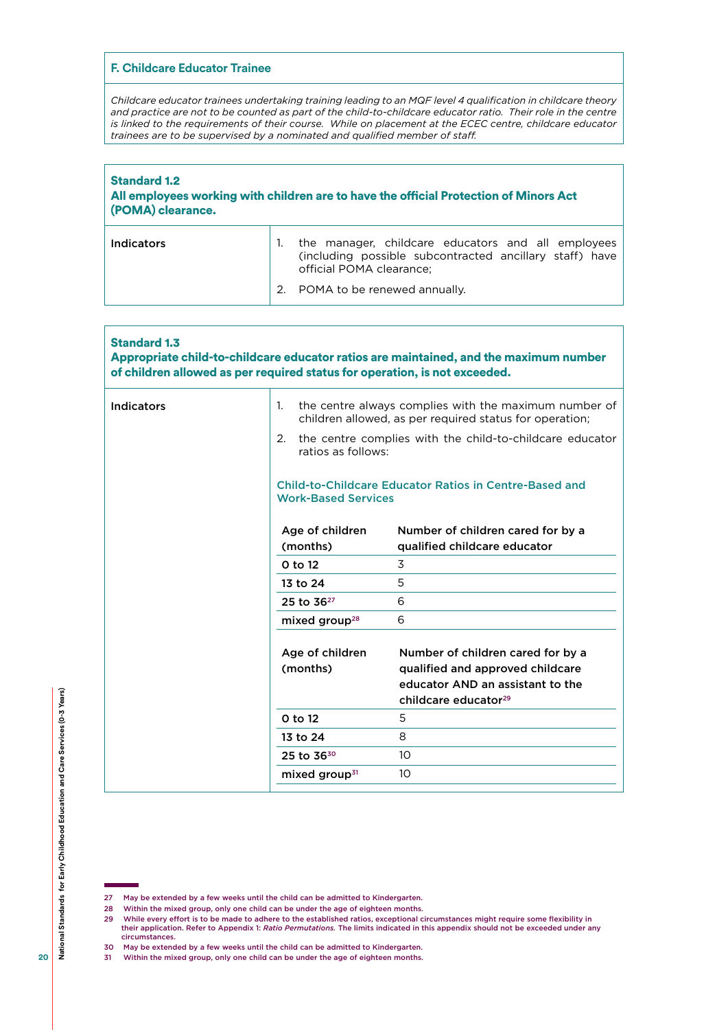### F. Childcare Educator Trainee

*Childcare educator trainees undertaking training leading to an MQF level 4 qualification in childcare theory and practice are not to be counted as part of the child-to-childcare educator ratio. Their role in the centre is linked to the requirements of their course. While on placement at the ECEC centre, childcare educator trainees are to be supervised by a nominated and qualified member of staff.*

### Standard 1.2

**All employees working with children are to have the official Protection of Minors Act (POMA) clearance.**

**Indicators**

1. the manager, childcare educators and all employees (including possible subcontracted ancillary staff) have official POMA clearance;
2. POMA to be renewed annually.

### Standard 1.3

**Appropriate child-to-childcare educator ratios are maintained, and the maximum number of children allowed as per required status for operation, is not exceeded.**

**Indicators**

1. the centre always complies with the maximum number of children allowed, as per required status for operation;
2. the centre complies with the child-to-childcare educator ratios as follows:

**Child-to-Childcare Educator Ratios in Centre-Based and Work-Based Services**

| Age of children (months) | Number of children cared for by a qualified childcare educator |
|---|---|
| 0 to 12 | 3 |
| 13 to 24 | 5 |
| 25 to 36[27] | 6 |
| mixed group[28] | 6 |

| Age of children (months) | Number of children cared for by a qualified and approved childcare educator AND an assistant to the childcare educator[29] |
|---|---|
| 0 to 12 | 5 |
| 13 to 24 | 8 |
| 25 to 36[30] | 10 |
| mixed group[31] | 10 |

---

27 May be extended by a few weeks until the child can be admitted to Kindergarten.

28 Within the mixed group, only one child can be under the age of eighteen months.

29 While every effort is to be made to adhere to the established ratios, exceptional circumstances might require some flexibility in their application. Refer to Appendix 1: *Ratio Permutations.* The limits indicated in this appendix should not be exceeded under any circumstances.

30 May be extended by a few weeks until the child can be admitted to Kindergarten.

31 Within the mixed group, only one child can be under the age of eighteen months.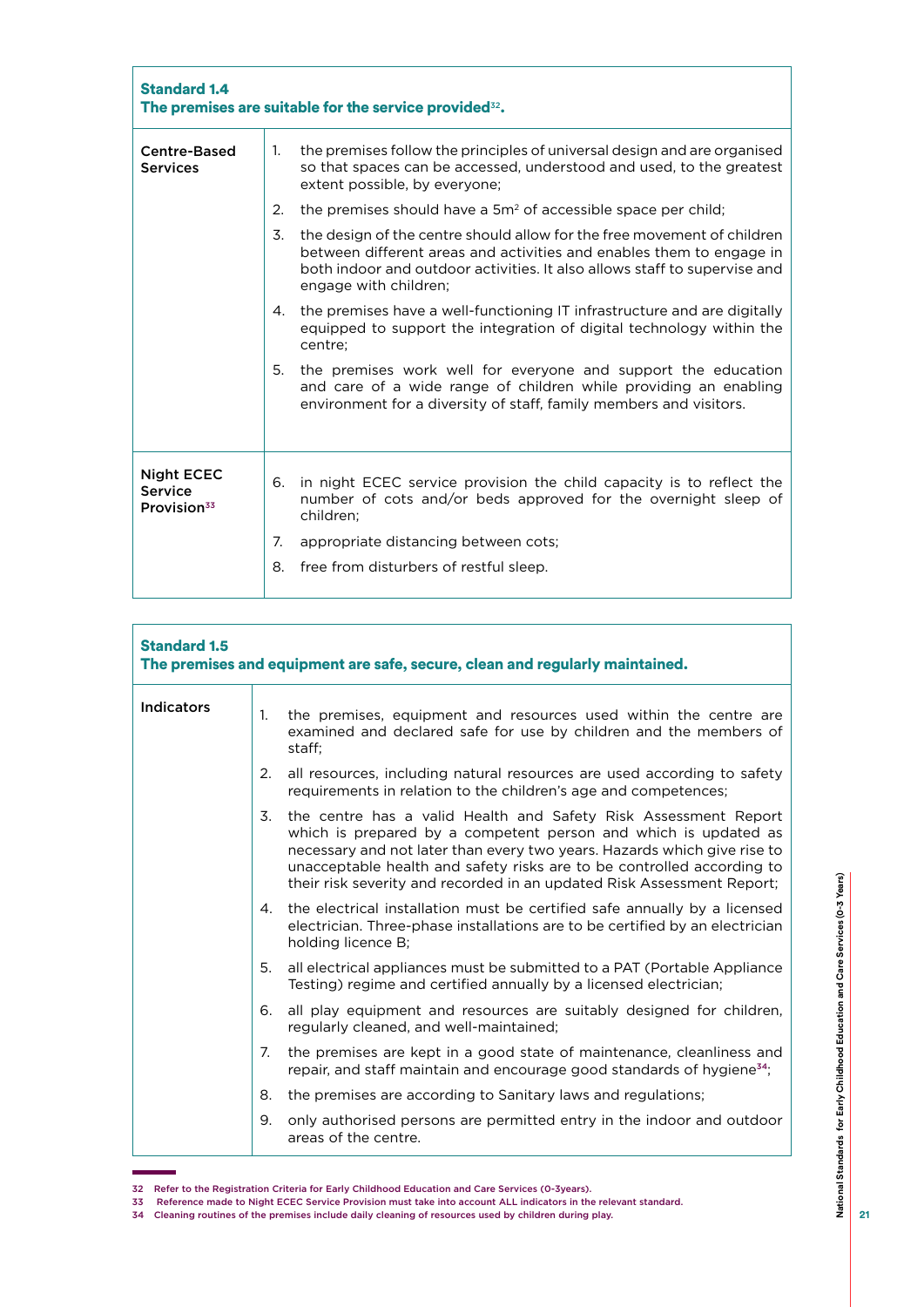| **Standard 1.4**<br>**The premises are suitable for the service provided[32].** | |
|---|---|
| Centre-Based Services | 1. the premises follow the principles of universal design and are organised so that spaces can be accessed, understood and used, to the greatest extent possible, by everyone;<br>2. the premises should have a $5m^2$ of accessible space per child;<br>3. the design of the centre should allow for the free movement of children between different areas and activities and enables them to engage in both indoor and outdoor activities. It also allows staff to supervise and engage with children;<br>4. the premises have a well-functioning IT infrastructure and are digitally equipped to support the integration of digital technology within the centre;<br>5. the premises work well for everyone and support the education and care of a wide range of children while providing an enabling environment for a diversity of staff, family members and visitors. |
| Night ECEC Service Provision[33] | 6. in night ECEC service provision the child capacity is to reflect the number of cots and/or beds approved for the overnight sleep of children;<br>7. appropriate distancing between cots;<br>8. free from disturbers of restful sleep. |

| **Standard 1.5**<br>**The premises and equipment are safe, secure, clean and regularly maintained.** | |
|---|---|
| Indicators | 1. the premises, equipment and resources used within the centre are examined and declared safe for use by children and the members of staff;<br>2. all resources, including natural resources are used according to safety requirements in relation to the children's age and competences;<br>3. the centre has a valid Health and Safety Risk Assessment Report which is prepared by a competent person and which is updated as necessary and not later than every two years. Hazards which give rise to unacceptable health and safety risks are to be controlled according to their risk severity and recorded in an updated Risk Assessment Report;<br>4. the electrical installation must be certified safe annually by a licensed electrician. Three-phase installations are to be certified by an electrician holding licence B;<br>5. all electrical appliances must be submitted to a PAT (Portable Appliance Testing) regime and certified annually by a licensed electrician;<br>6. all play equipment and resources are suitably designed for children, regularly cleaned, and well-maintained;<br>7. the premises are kept in a good state of maintenance, cleanliness and repair, and staff maintain and encourage good standards of hygiene[34];<br>8. the premises are according to Sanitary laws and regulations;<br>9. only authorised persons are permitted entry in the indoor and outdoor areas of the centre. |

32 Refer to the Registration Criteria for Early Childhood Education and Care Services (0-3years).

33 Reference made to Night ECEC Service Provision must take into account ALL indicators in the relevant standard.

34 Cleaning routines of the premises include daily cleaning of resources used by children during play.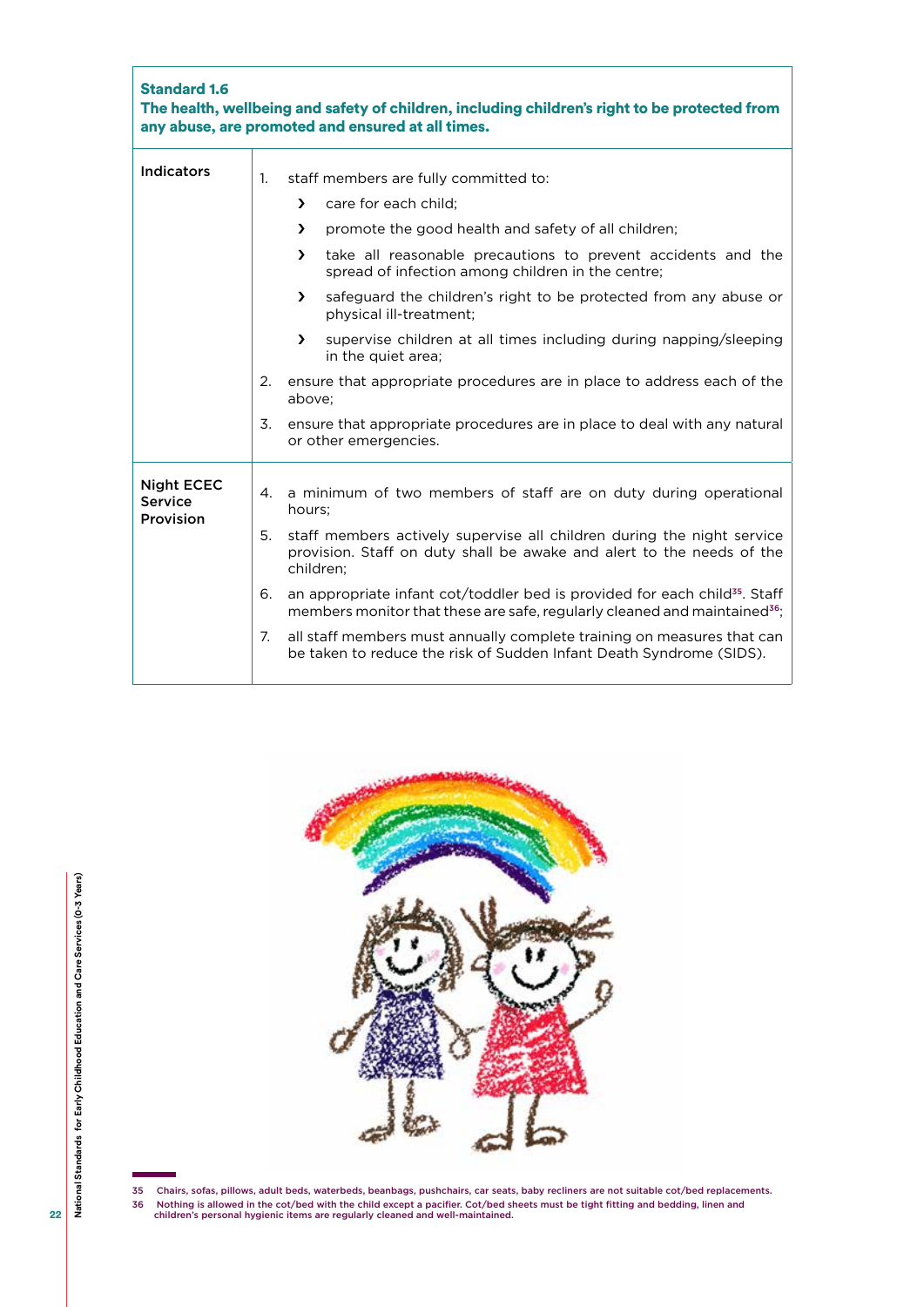**Standard 1.6**
**The health, wellbeing and safety of children, including children's right to be protected from any abuse, are promoted and ensured at all times.**

| | |
|---|---|
| **Indicators** | 1. staff members are fully committed to:<br>› care for each child;<br>› promote the good health and safety of all children;<br>› take all reasonable precautions to prevent accidents and the spread of infection among children in the centre;<br>› safeguard the children's right to be protected from any abuse or physical ill-treatment;<br>› supervise children at all times including during napping/sleeping in the quiet area;<br>2. ensure that appropriate procedures are in place to address each of the above;<br>3. ensure that appropriate procedures are in place to deal with any natural or other emergencies. |
| **Night ECEC Service Provision** | 4. a minimum of two members of staff are on duty during operational hours;<br>5. staff members actively supervise all children during the night service provision. Staff on duty shall be awake and alert to the needs of the children;<br>6. an appropriate infant cot/toddler bed is provided for each child[35]. Staff members monitor that these are safe, regularly cleaned and maintained[36];<br>7. all staff members must annually complete training on measures that can be taken to reduce the risk of Sudden Infant Death Syndrome (SIDS). |

35 Chairs, sofas, pillows, adult beds, waterbeds, beanbags, pushchairs, car seats, baby recliners are not suitable cot/bed replacements.

36 Nothing is allowed in the cot/bed with the child except a pacifier. Cot/bed sheets must be tight fitting and bedding, linen and children's personal hygienic items are regularly cleaned and well-maintained.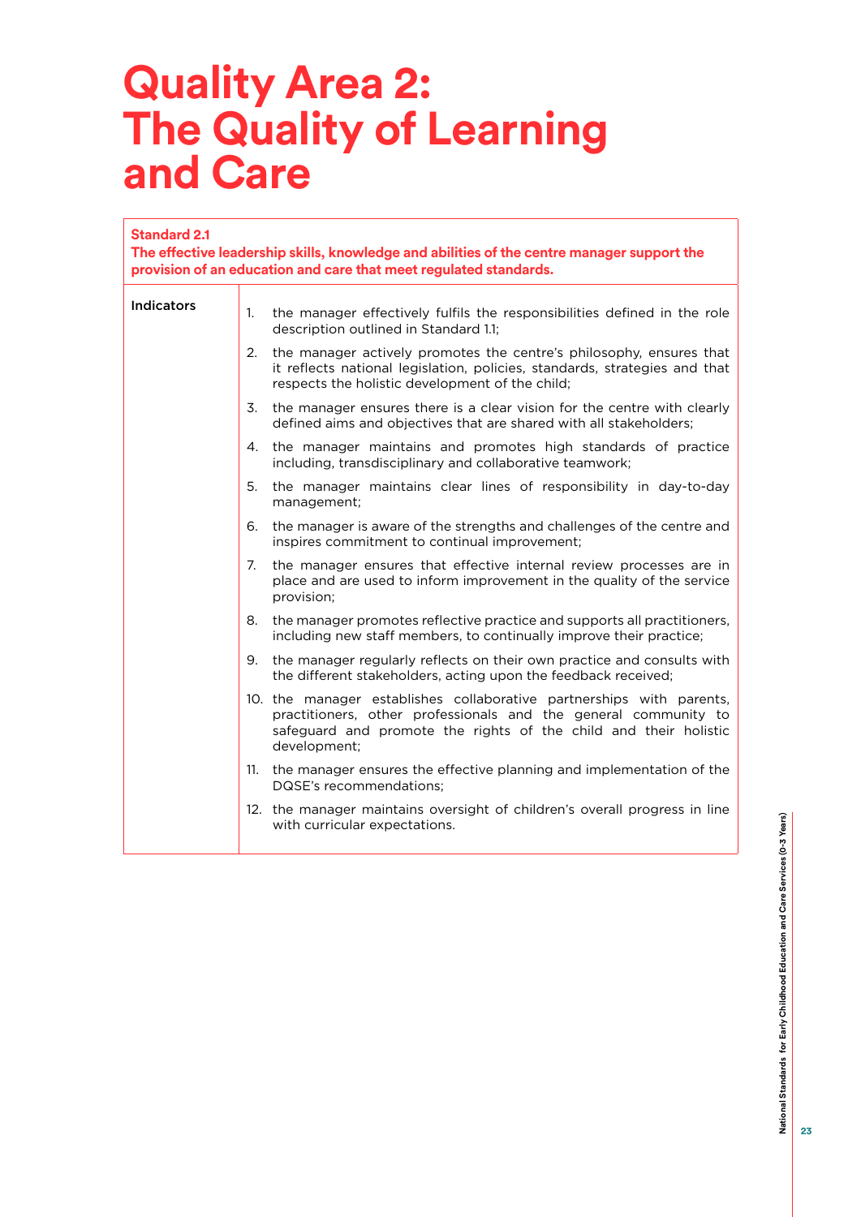# Quality Area 2: The Quality of Learning and Care

| **Standard 2.1**<br>**The effective leadership skills, knowledge and abilities of the centre manager support the provision of an education and care that meet regulated standards.** | |
|---|---|
| Indicators | 1. the manager effectively fulfils the responsibilities defined in the role description outlined in Standard 1.1;<br>2. the manager actively promotes the centre's philosophy, ensures that it reflects national legislation, policies, standards, strategies and that respects the holistic development of the child;<br>3. the manager ensures there is a clear vision for the centre with clearly defined aims and objectives that are shared with all stakeholders;<br>4. the manager maintains and promotes high standards of practice including, transdisciplinary and collaborative teamwork;<br>5. the manager maintains clear lines of responsibility in day-to-day management;<br>6. the manager is aware of the strengths and challenges of the centre and inspires commitment to continual improvement;<br>7. the manager ensures that effective internal review processes are in place and are used to inform improvement in the quality of the service provision;<br>8. the manager promotes reflective practice and supports all practitioners, including new staff members, to continually improve their practice;<br>9. the manager regularly reflects on their own practice and consults with the different stakeholders, acting upon the feedback received;<br>10. the manager establishes collaborative partnerships with parents, practitioners, other professionals and the general community to safeguard and promote the rights of the child and their holistic development;<br>11. the manager ensures the effective planning and implementation of the DQSE's recommendations;<br>12. the manager maintains oversight of children's overall progress in line with curricular expectations. |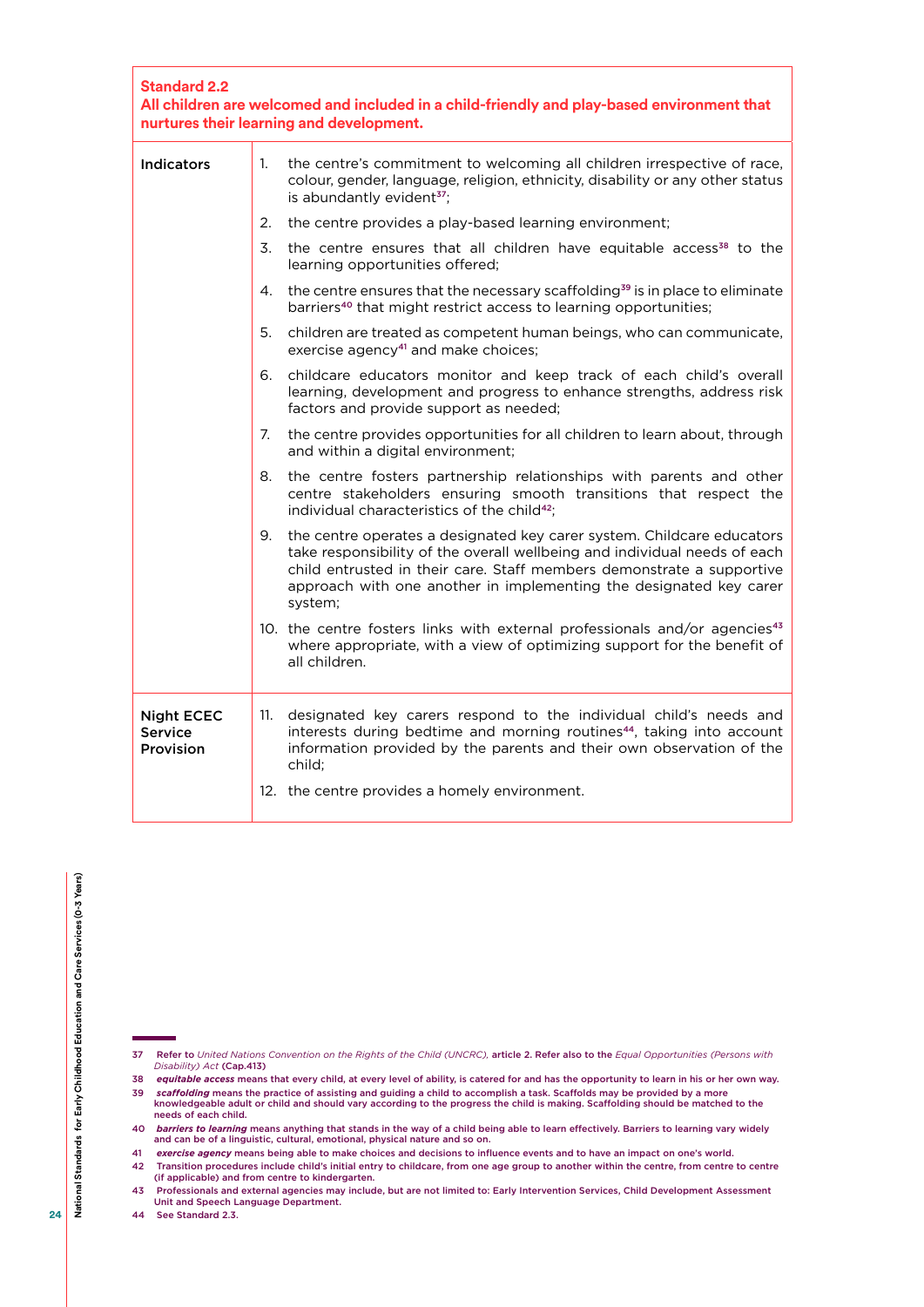**Standard 2.2**
**All children are welcomed and included in a child-friendly and play-based environment that nurtures their learning and development.**

| | |
|---|---|
| **Indicators** | 1. the centre's commitment to welcoming all children irrespective of race, colour, gender, language, religion, ethnicity, disability or any other status is abundantly evident[37]; |
| | 2. the centre provides a play-based learning environment; |
| | 3. the centre ensures that all children have equitable access[38] to the learning opportunities offered; |
| | 4. the centre ensures that the necessary scaffolding[39] is in place to eliminate barriers[40] that might restrict access to learning opportunities; |
| | 5. children are treated as competent human beings, who can communicate, exercise agency[41] and make choices; |
| | 6. childcare educators monitor and keep track of each child's overall learning, development and progress to enhance strengths, address risk factors and provide support as needed; |
| | 7. the centre provides opportunities for all children to learn about, through and within a digital environment; |
| | 8. the centre fosters partnership relationships with parents and other centre stakeholders ensuring smooth transitions that respect the individual characteristics of the child[42]; |
| | 9. the centre operates a designated key carer system. Childcare educators take responsibility of the overall wellbeing and individual needs of each child entrusted in their care. Staff members demonstrate a supportive approach with one another in implementing the designated key carer system; |
| | 10. the centre fosters links with external professionals and/or agencies[43] where appropriate, with a view of optimizing support for the benefit of all children. |
| **Night ECEC Service Provision** | 11. designated key carers respond to the individual child's needs and interests during bedtime and morning routines[44], taking into account information provided by the parents and their own observation of the child; |
| | 12. the centre provides a homely environment. |

---

37 Refer to *United Nations Convention on the Rights of the Child (UNCRC)*, article 2. Refer also to the *Equal Opportunities (Persons with Disability) Act* (Cap.413)

38 ***equitable access*** means that every child, at every level of ability, is catered for and has the opportunity to learn in his or her own way.

39 ***scaffolding*** means the practice of assisting and guiding a child to accomplish a task. Scaffolds may be provided by a more knowledgeable adult or child and should vary according to the progress the child is making. Scaffolding should be matched to the needs of each child.

40 ***barriers to learning*** means anything that stands in the way of a child being able to learn effectively. Barriers to learning vary widely and can be of a linguistic, cultural, emotional, physical nature and so on.

41 ***exercise agency*** means being able to make choices and decisions to influence events and to have an impact on one's world.

42 Transition procedures include child's initial entry to childcare, from one age group to another within the centre, from centre to centre (if applicable) and from centre to kindergarten.

43 Professionals and external agencies may include, but are not limited to: Early Intervention Services, Child Development Assessment Unit and Speech Language Department.

44 See Standard 2.3.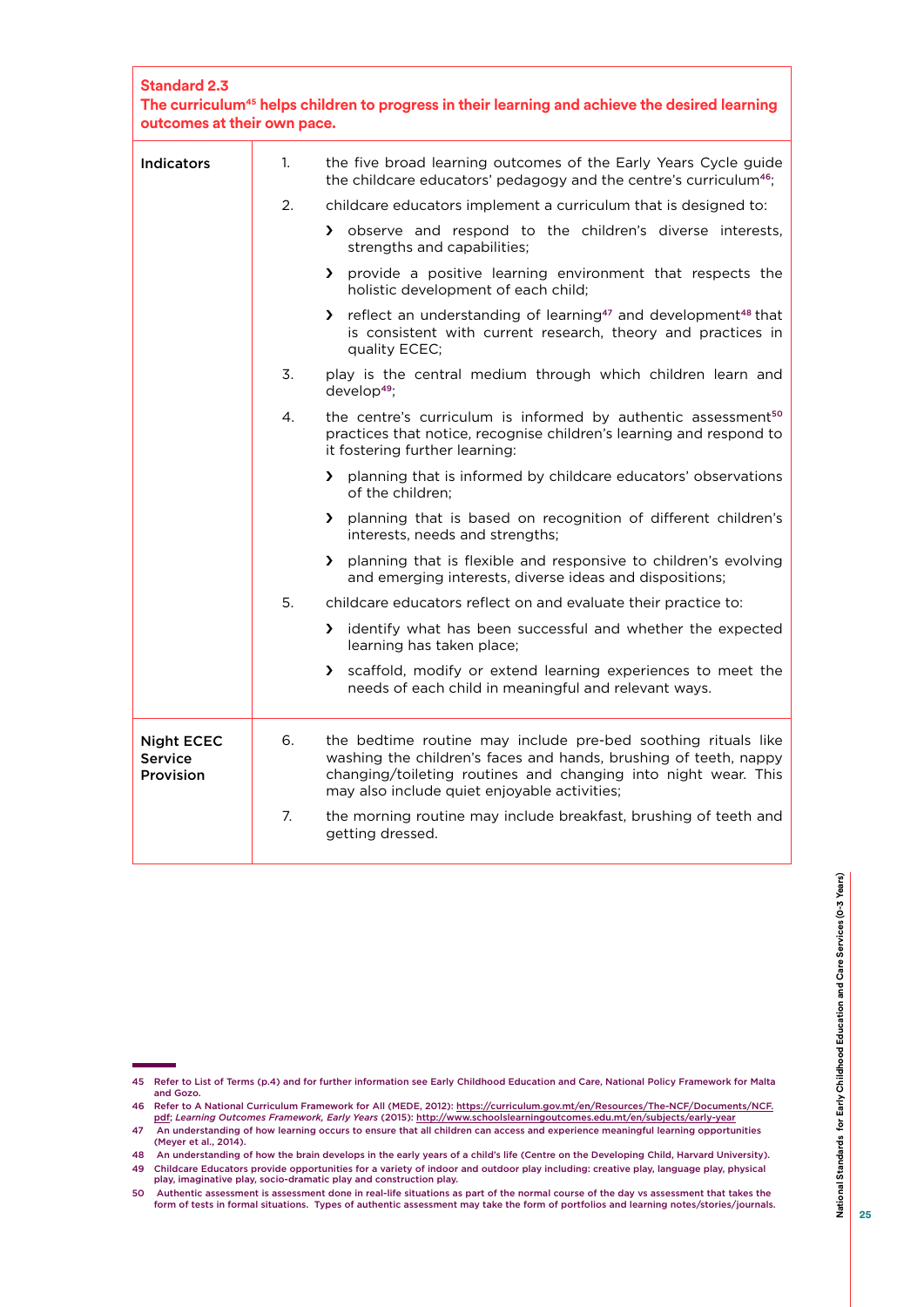**Standard 2.3**
**The curriculum[45] helps children to progress in their learning and achieve the desired learning outcomes at their own pace.**

| | | |
|---|---|---|
| **Indicators** | 1. | the five broad learning outcomes of the Early Years Cycle guide the childcare educators' pedagogy and the centre's curriculum[46]; |
| | 2. | childcare educators implement a curriculum that is designed to:<br>› observe and respond to the children's diverse interests, strengths and capabilities;<br>› provide a positive learning environment that respects the holistic development of each child;<br>› reflect an understanding of learning[47] and development[48] that is consistent with current research, theory and practices in quality ECEC; |
| | 3. | play is the central medium through which children learn and develop[49]; |
| | 4. | the centre's curriculum is informed by authentic assessment[50] practices that notice, recognise children's learning and respond to it fostering further learning:<br>› planning that is informed by childcare educators' observations of the children;<br>› planning that is based on recognition of different children's interests, needs and strengths;<br>› planning that is flexible and responsive to children's evolving and emerging interests, diverse ideas and dispositions; |
| | 5. | childcare educators reflect on and evaluate their practice to:<br>› identify what has been successful and whether the expected learning has taken place;<br>› scaffold, modify or extend learning experiences to meet the needs of each child in meaningful and relevant ways. |
| **Night ECEC Service Provision** | 6. | the bedtime routine may include pre-bed soothing rituals like washing the children's faces and hands, brushing of teeth, nappy changing/toileting routines and changing into night wear. This may also include quiet enjoyable activities; |
| | 7. | the morning routine may include breakfast, brushing of teeth and getting dressed. |

45 Refer to List of Terms (p.4) and for further information see Early Childhood Education and Care, National Policy Framework for Malta and Gozo.

46 Refer to A National Curriculum Framework for All (MEDE, 2012): https://curriculum.gov.mt/en/Resources/The-NCF/Documents/NCF.pdf; *Learning Outcomes Framework, Early Years* (2015): http://www.schoolslearningoutcomes.edu.mt/en/subjects/early-year

47 An understanding of how learning occurs to ensure that all children can access and experience meaningful learning opportunities (Meyer et al., 2014).

48 An understanding of how the brain develops in the early years of a child's life (Centre on the Developing Child, Harvard University).

49 Childcare Educators provide opportunities for a variety of indoor and outdoor play including: creative play, language play, physical play, imaginative play, socio-dramatic play and construction play.

50 Authentic assessment is assessment done in real-life situations as part of the normal course of the day vs assessment that takes the form of tests in formal situations. Types of authentic assessment may take the form of portfolios and learning notes/stories/journals.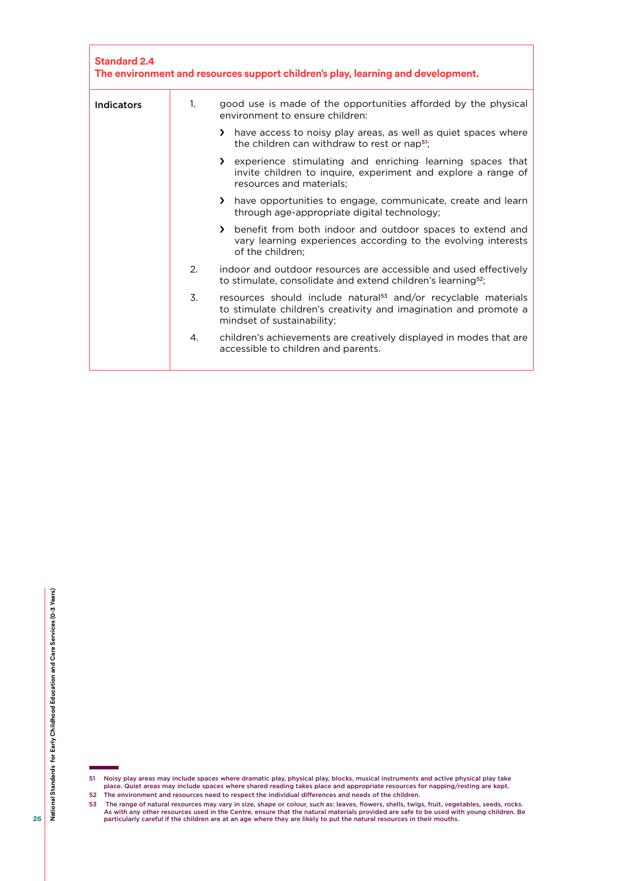**Standard 2.4**
**The environment and resources support children's play, learning and development.**

**Indicators**

1. good use is made of the opportunities afforded by the physical environment to ensure children:
   - have access to noisy play areas, as well as quiet spaces where the children can withdraw to rest or nap[51];
   - experience stimulating and enriching learning spaces that invite children to inquire, experiment and explore a range of resources and materials;
   - have opportunities to engage, communicate, create and learn through age-appropriate digital technology;
   - benefit from both indoor and outdoor spaces to extend and vary learning experiences according to the evolving interests of the children;
2. indoor and outdoor resources are accessible and used effectively to stimulate, consolidate and extend children's learning[52];
3. resources should include natural[53] and/or recyclable materials to stimulate children's creativity and imagination and promote a mindset of sustainability;
4. children's achievements are creatively displayed in modes that are accessible to children and parents.

---

51 Noisy play areas may include spaces where dramatic play, physical play, blocks, musical instruments and active physical play take place. Quiet areas may include spaces where shared reading takes place and appropriate resources for napping/resting are kept.

52 The environment and resources need to respect the individual differences and needs of the children.

53 The range of natural resources may vary in size, shape or colour, such as: leaves, flowers, shells, twigs, fruit, vegetables, seeds, rocks. As with any other resources used in the Centre, ensure that the natural materials provided are safe to be used with young children. Be particularly careful if the children are at an age where they are likely to put the natural resources in their mouths.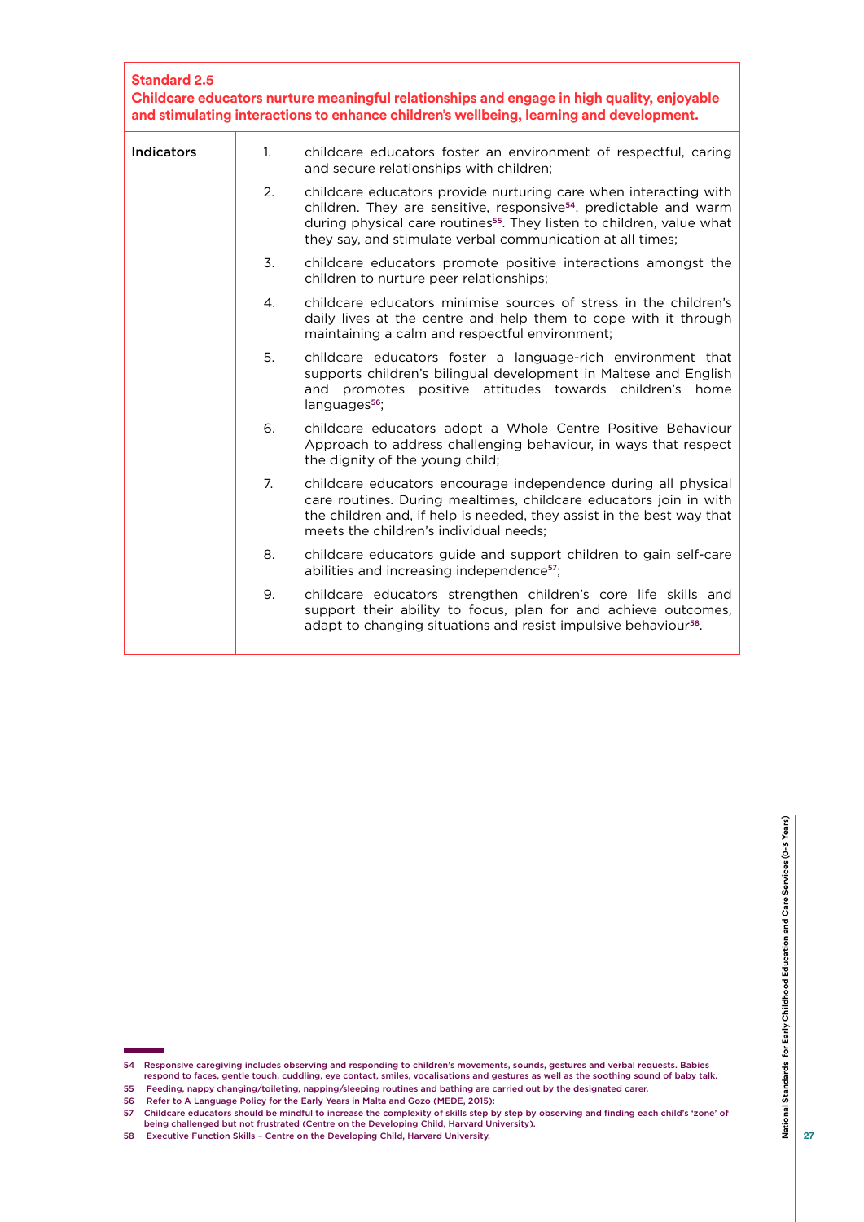**Standard 2.5**
**Childcare educators nurture meaningful relationships and engage in high quality, enjoyable and stimulating interactions to enhance children's wellbeing, learning and development.**

| Indicators | | |
|---|---|---|
| | 1. | childcare educators foster an environment of respectful, caring and secure relationships with children; |
| | 2. | childcare educators provide nurturing care when interacting with children. They are sensitive, responsive[54], predictable and warm during physical care routines[55]. They listen to children, value what they say, and stimulate verbal communication at all times; |
| | 3. | childcare educators promote positive interactions amongst the children to nurture peer relationships; |
| | 4. | childcare educators minimise sources of stress in the children's daily lives at the centre and help them to cope with it through maintaining a calm and respectful environment; |
| | 5. | childcare educators foster a language-rich environment that supports children's bilingual development in Maltese and English and promotes positive attitudes towards children's home languages[56]; |
| | 6. | childcare educators adopt a Whole Centre Positive Behaviour Approach to address challenging behaviour, in ways that respect the dignity of the young child; |
| | 7. | childcare educators encourage independence during all physical care routines. During mealtimes, childcare educators join in with the children and, if help is needed, they assist in the best way that meets the children's individual needs; |
| | 8. | childcare educators guide and support children to gain self-care abilities and increasing independence[57]; |
| | 9. | childcare educators strengthen children's core life skills and support their ability to focus, plan for and achieve outcomes, adapt to changing situations and resist impulsive behaviour[58]. |

54 Responsive caregiving includes observing and responding to children's movements, sounds, gestures and verbal requests. Babies respond to faces, gentle touch, cuddling, eye contact, smiles, vocalisations and gestures as well as the soothing sound of baby talk.

55 Feeding, nappy changing/toileting, napping/sleeping routines and bathing are carried out by the designated carer.

56 Refer to A Language Policy for the Early Years in Malta and Gozo (MEDE, 2015):

57 Childcare educators should be mindful to increase the complexity of skills step by step by observing and finding each child's 'zone' of being challenged but not frustrated (Centre on the Developing Child, Harvard University).

58 Executive Function Skills – Centre on the Developing Child, Harvard University.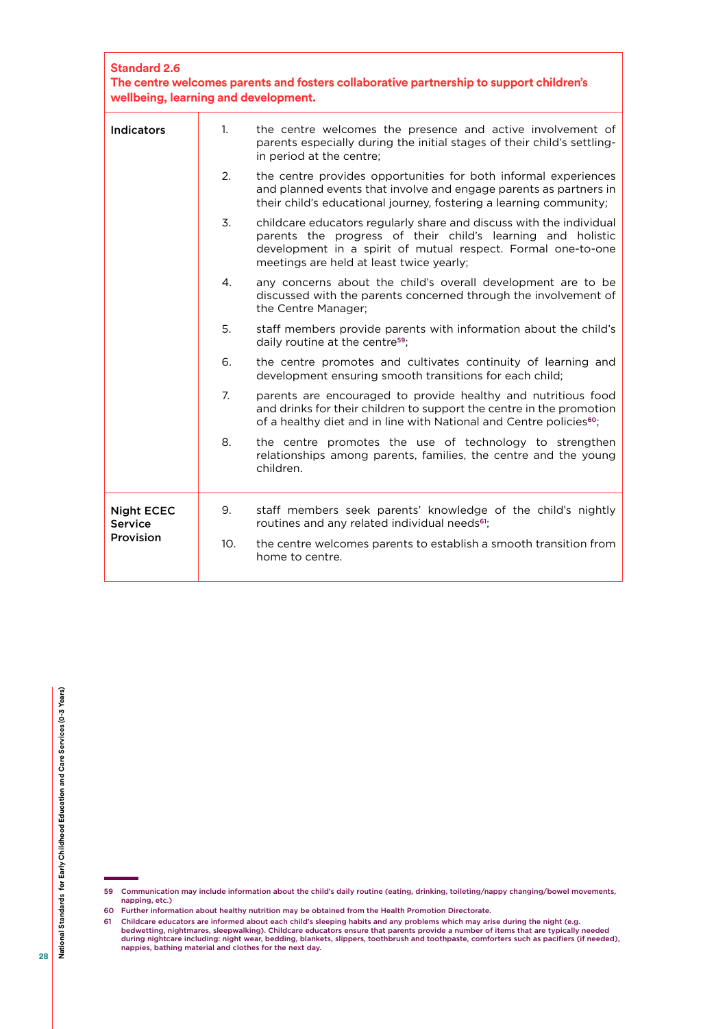**Standard 2.6**
**The centre welcomes parents and fosters collaborative partnership to support children's wellbeing, learning and development.**

| | | |
|---|---|---|
| **Indicators** | 1. | the centre welcomes the presence and active involvement of parents especially during the initial stages of their child's settling-in period at the centre; |
| | 2. | the centre provides opportunities for both informal experiences and planned events that involve and engage parents as partners in their child's educational journey, fostering a learning community; |
| | 3. | childcare educators regularly share and discuss with the individual parents the progress of their child's learning and holistic development in a spirit of mutual respect. Formal one-to-one meetings are held at least twice yearly; |
| | 4. | any concerns about the child's overall development are to be discussed with the parents concerned through the involvement of the Centre Manager; |
| | 5. | staff members provide parents with information about the child's daily routine at the centre[59]; |
| | 6. | the centre promotes and cultivates continuity of learning and development ensuring smooth transitions for each child; |
| | 7. | parents are encouraged to provide healthy and nutritious food and drinks for their children to support the centre in the promotion of a healthy diet and in line with National and Centre policies[60]; |
| | 8. | the centre promotes the use of technology to strengthen relationships among parents, families, the centre and the young children. |
| **Night ECEC Service Provision** | 9. | staff members seek parents' knowledge of the child's nightly routines and any related individual needs[61]; |
| | 10. | the centre welcomes parents to establish a smooth transition from home to centre. |

---

59 Communication may include information about the child's daily routine (eating, drinking, toileting/nappy changing/bowel movements, napping, etc.)

60 Further information about healthy nutrition may be obtained from the Health Promotion Directorate.

61 Childcare educators are informed about each child's sleeping habits and any problems which may arise during the night (e.g. bedwetting, nightmares, sleepwalking). Childcare educators ensure that parents provide a number of items that are typically needed during nightcare including: night wear, bedding, blankets, slippers, toothbrush and toothpaste, comforters such as pacifiers (if needed), nappies, bathing material and clothes for the next day.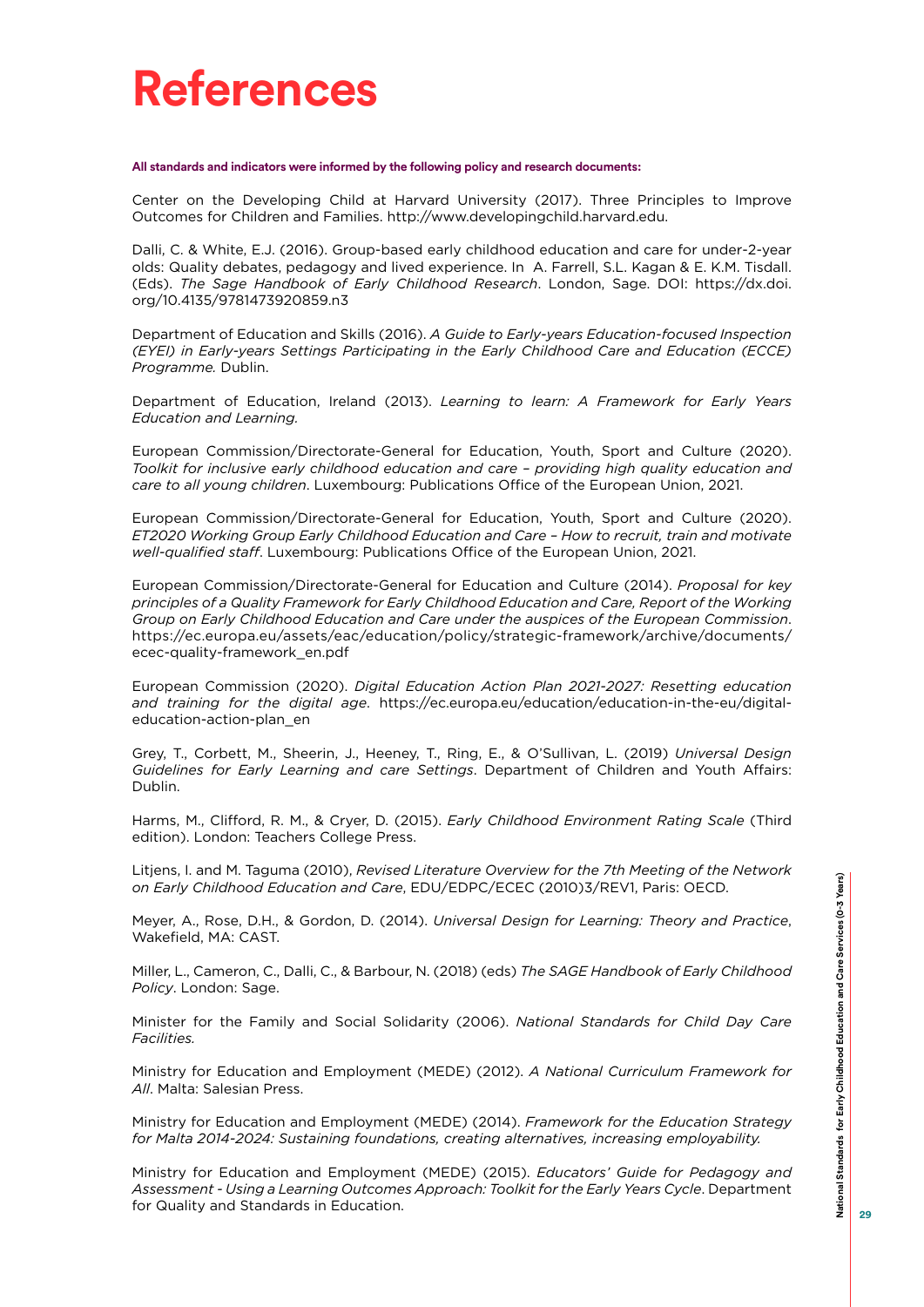# References

**All standards and indicators were informed by the following policy and research documents:**

Center on the Developing Child at Harvard University (2017). Three Principles to Improve Outcomes for Children and Families. http://www.developingchild.harvard.edu.

Dalli, C. & White, E.J. (2016). Group-based early childhood education and care for under-2-year olds: Quality debates, pedagogy and lived experience. In A. Farrell, S.L. Kagan & E. K.M. Tisdall. (Eds). *The Sage Handbook of Early Childhood Research*. London, Sage. DOI: https://dx.doi.org/10.4135/9781473920859.n3

Department of Education and Skills (2016). *A Guide to Early-years Education-focused Inspection (EYEI) in Early-years Settings Participating in the Early Childhood Care and Education (ECCE) Programme.* Dublin.

Department of Education, Ireland (2013). *Learning to learn: A Framework for Early Years Education and Learning.*

European Commission/Directorate-General for Education, Youth, Sport and Culture (2020). *Toolkit for inclusive early childhood education and care – providing high quality education and care to all young children*. Luxembourg: Publications Office of the European Union, 2021.

European Commission/Directorate-General for Education, Youth, Sport and Culture (2020). *ET2020 Working Group Early Childhood Education and Care – How to recruit, train and motivate well-qualified staff*. Luxembourg: Publications Office of the European Union, 2021.

European Commission/Directorate-General for Education and Culture (2014). *Proposal for key principles of a Quality Framework for Early Childhood Education and Care, Report of the Working Group on Early Childhood Education and Care under the auspices of the European Commission*. https://ec.europa.eu/assets/eac/education/policy/strategic-framework/archive/documents/ecec-quality-framework_en.pdf

European Commission (2020). *Digital Education Action Plan 2021-2027: Resetting education and training for the digital age*. https://ec.europa.eu/education/education-in-the-eu/digital-education-action-plan_en

Grey, T., Corbett, M., Sheerin, J., Heeney, T., Ring, E., & O'Sullivan, L. (2019) *Universal Design Guidelines for Early Learning and care Settings*. Department of Children and Youth Affairs: Dublin.

Harms, M., Clifford, R. M., & Cryer, D. (2015). *Early Childhood Environment Rating Scale* (Third edition). London: Teachers College Press.

Litjens, I. and M. Taguma (2010), *Revised Literature Overview for the 7th Meeting of the Network on Early Childhood Education and Care*, EDU/EDPC/ECEC (2010)3/REV1, Paris: OECD.

Meyer, A., Rose, D.H., & Gordon, D. (2014). *Universal Design for Learning: Theory and Practice*, Wakefield, MA: CAST.

Miller, L., Cameron, C., Dalli, C., & Barbour, N. (2018) (eds) *The SAGE Handbook of Early Childhood Policy*. London: Sage.

Minister for the Family and Social Solidarity (2006). *National Standards for Child Day Care Facilities.*

Ministry for Education and Employment (MEDE) (2012). *A National Curriculum Framework for All*. Malta: Salesian Press.

Ministry for Education and Employment (MEDE) (2014). *Framework for the Education Strategy for Malta 2014-2024: Sustaining foundations, creating alternatives, increasing employability.*

Ministry for Education and Employment (MEDE) (2015). *Educators' Guide for Pedagogy and Assessment - Using a Learning Outcomes Approach: Toolkit for the Early Years Cycle*. Department for Quality and Standards in Education.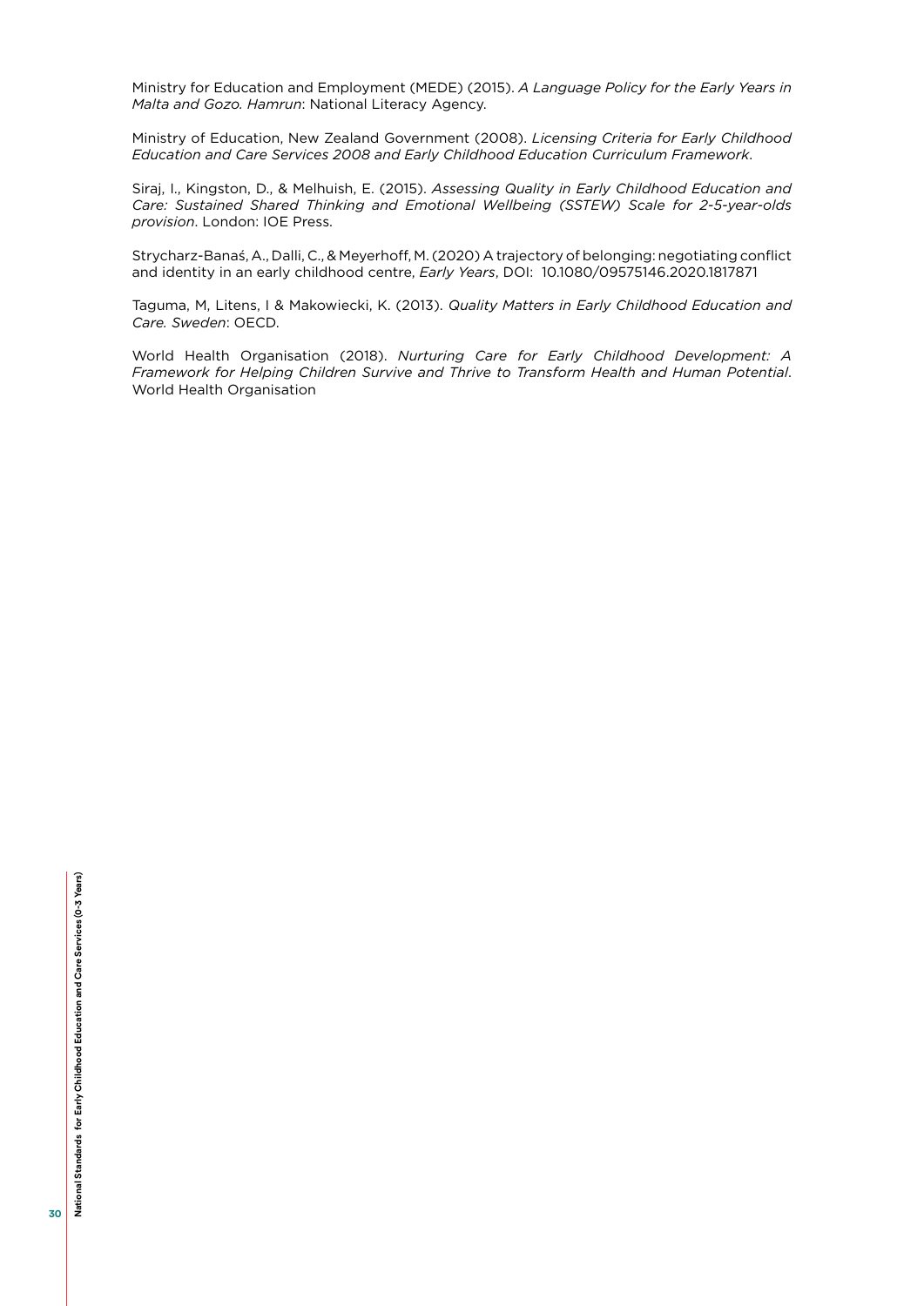Ministry for Education and Employment (MEDE) (2015). *A Language Policy for the Early Years in Malta and Gozo. Hamrun*: National Literacy Agency.

Ministry of Education, New Zealand Government (2008). *Licensing Criteria for Early Childhood Education and Care Services 2008 and Early Childhood Education Curriculum Framework*.

Siraj, I., Kingston, D., & Melhuish, E. (2015). *Assessing Quality in Early Childhood Education and Care: Sustained Shared Thinking and Emotional Wellbeing (SSTEW) Scale for 2-5-year-olds provision*. London: IOE Press.

Strycharz-Banaś, A., Dalli, C., & Meyerhoff, M. (2020) A trajectory of belonging: negotiating conflict and identity in an early childhood centre, *Early Years*, DOI: 10.1080/09575146.2020.1817871

Taguma, M, Litens, I & Makowiecki, K. (2013). *Quality Matters in Early Childhood Education and Care. Sweden*: OECD.

World Health Organisation (2018). *Nurturing Care for Early Childhood Development: A Framework for Helping Children Survive and Thrive to Transform Health and Human Potential*. World Health Organisation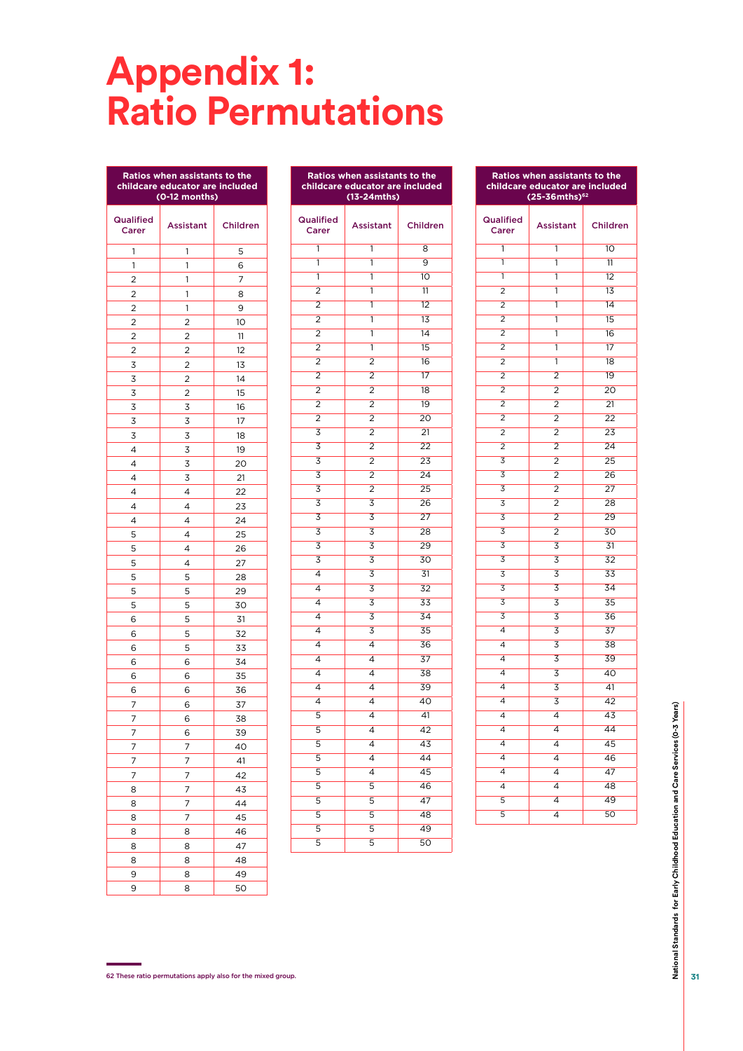# Appendix 1: Ratio Permutations

| Ratios when assistants to the childcare educator are included (0-12 months) | | |
|---|---|---|
| Qualified Carer | Assistant | Children |
| 1 | 1 | 5 |
| 1 | 1 | 6 |
| 2 | 1 | 7 |
| 2 | 1 | 8 |
| 2 | 1 | 9 |
| 2 | 2 | 10 |
| 2 | 2 | 11 |
| 2 | 2 | 12 |
| 3 | 2 | 13 |
| 3 | 2 | 14 |
| 3 | 2 | 15 |
| 3 | 3 | 16 |
| 3 | 3 | 17 |
| 3 | 3 | 18 |
| 4 | 3 | 19 |
| 4 | 3 | 20 |
| 4 | 3 | 21 |
| 4 | 4 | 22 |
| 4 | 4 | 23 |
| 4 | 4 | 24 |
| 5 | 4 | 25 |
| 5 | 4 | 26 |
| 5 | 4 | 27 |
| 5 | 5 | 28 |
| 5 | 5 | 29 |
| 5 | 5 | 30 |
| 6 | 5 | 31 |
| 6 | 5 | 32 |
| 6 | 5 | 33 |
| 6 | 6 | 34 |
| 6 | 6 | 35 |
| 6 | 6 | 36 |
| 7 | 6 | 37 |
| 7 | 6 | 38 |
| 7 | 6 | 39 |
| 7 | 7 | 40 |
| 7 | 7 | 41 |
| 7 | 7 | 42 |
| 8 | 7 | 43 |
| 8 | 7 | 44 |
| 8 | 7 | 45 |
| 8 | 8 | 46 |
| 8 | 8 | 47 |
| 8 | 8 | 48 |
| 9 | 8 | 49 |
| 9 | 8 | 50 |

| Ratios when assistants to the childcare educator are included (13-24mths) | | |
|---|---|---|
| Qualified Carer | Assistant | Children |
| 1 | 1 | 8 |
| 1 | 1 | 9 |
| 1 | 1 | 10 |
| 2 | 1 | 11 |
| 2 | 1 | 12 |
| 2 | 1 | 13 |
| 2 | 1 | 14 |
| 2 | 1 | 15 |
| 2 | 2 | 16 |
| 2 | 2 | 17 |
| 2 | 2 | 18 |
| 2 | 2 | 19 |
| 2 | 2 | 20 |
| 3 | 2 | 21 |
| 3 | 2 | 22 |
| 3 | 2 | 23 |
| 3 | 2 | 24 |
| 3 | 2 | 25 |
| 3 | 3 | 26 |
| 3 | 3 | 27 |
| 3 | 3 | 28 |
| 3 | 3 | 29 |
| 3 | 3 | 30 |
| 4 | 3 | 31 |
| 4 | 3 | 32 |
| 4 | 3 | 33 |
| 4 | 3 | 34 |
| 4 | 3 | 35 |
| 4 | 4 | 36 |
| 4 | 4 | 37 |
| 4 | 4 | 38 |
| 4 | 4 | 39 |
| 4 | 4 | 40 |
| 5 | 4 | 41 |
| 5 | 4 | 42 |
| 5 | 4 | 43 |
| 5 | 4 | 44 |
| 5 | 4 | 45 |
| 5 | 5 | 46 |
| 5 | 5 | 47 |
| 5 | 5 | 48 |
| 5 | 5 | 49 |
| 5 | 5 | 50 |

| Ratios when assistants to the childcare educator are included (25-36mths)[62] | | |
|---|---|---|
| Qualified Carer | Assistant | Children |
| 1 | 1 | 10 |
| 1 | 1 | 11 |
| 1 | 1 | 12 |
| 2 | 1 | 13 |
| 2 | 1 | 14 |
| 2 | 1 | 15 |
| 2 | 1 | 16 |
| 2 | 1 | 17 |
| 2 | 1 | 18 |
| 2 | 2 | 19 |
| 2 | 2 | 20 |
| 2 | 2 | 21 |
| 2 | 2 | 22 |
| 2 | 2 | 23 |
| 2 | 2 | 24 |
| 3 | 2 | 25 |
| 3 | 2 | 26 |
| 3 | 2 | 27 |
| 3 | 2 | 28 |
| 3 | 2 | 29 |
| 3 | 2 | 30 |
| 3 | 3 | 31 |
| 3 | 3 | 32 |
| 3 | 3 | 33 |
| 3 | 3 | 34 |
| 3 | 3 | 35 |
| 3 | 3 | 36 |
| 4 | 3 | 37 |
| 4 | 3 | 38 |
| 4 | 3 | 39 |
| 4 | 3 | 40 |
| 4 | 3 | 41 |
| 4 | 3 | 42 |
| 4 | 4 | 43 |
| 4 | 4 | 44 |
| 4 | 4 | 45 |
| 4 | 4 | 46 |
| 4 | 4 | 47 |
| 4 | 4 | 48 |
| 5 | 4 | 49 |
| 5 | 4 | 50 |

62 These ratio permutations apply also for the mixed group.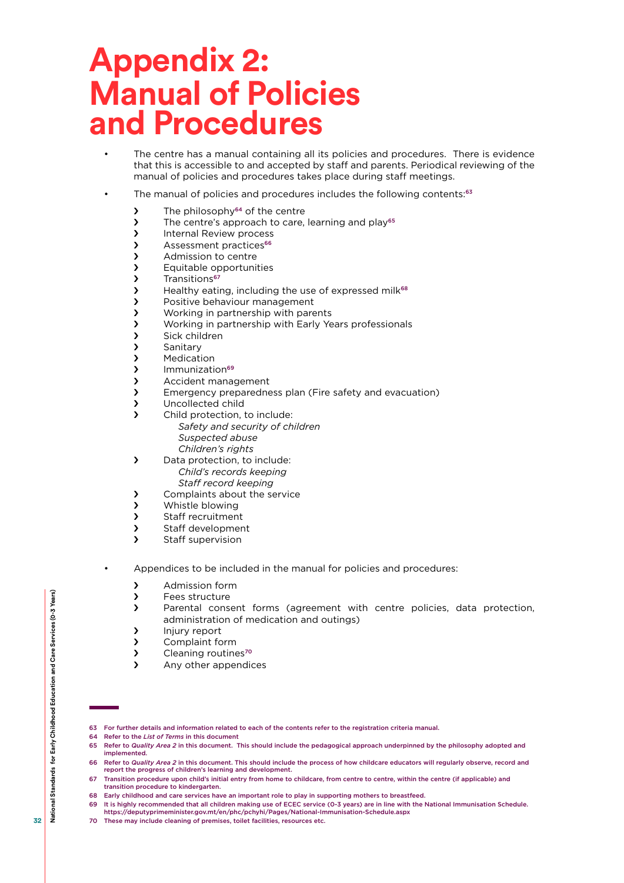# Appendix 2: Manual of Policies and Procedures

- The centre has a manual containing all its policies and procedures. There is evidence that this is accessible to and accepted by staff and parents. Periodical reviewing of the manual of policies and procedures takes place during staff meetings.
- The manual of policies and procedures includes the following contents:[63]
    - The philosophy[64] of the centre
    - The centre's approach to care, learning and play[65]
    - Internal Review process
    - Assessment practices[66]
    - Admission to centre
    - Equitable opportunities
    - Transitions[67]
    - Healthy eating, including the use of expressed milk[68]
    - Positive behaviour management
    - Working in partnership with parents
    - Working in partnership with Early Years professionals
    - Sick children
    - Sanitary
    - Medication
    - Immunization[69]
    - Accident management
    - Emergency preparedness plan (Fire safety and evacuation)
    - Uncollected child
    - Child protection, to include:
        - *Safety and security of children*
        - *Suspected abuse*
        - *Children's rights*
    - Data protection, to include:
        - *Child's records keeping*
        - *Staff record keeping*
    - Complaints about the service
    - Whistle blowing
    - Staff recruitment
    - Staff development
    - Staff supervision
- Appendices to be included in the manual for policies and procedures:
    - Admission form
    - Fees structure
    - Parental consent forms (agreement with centre policies, data protection, administration of medication and outings)
    - Injury report
    - Complaint form
    - Cleaning routines[70]
    - Any other appendices

---

63 For further details and information related to each of the contents refer to the registration criteria manual.

64 Refer to the *List of Terms* in this document

65 Refer to *Quality Area 2* in this document. This should include the pedagogical approach underpinned by the philosophy adopted and implemented.

66 Refer to *Quality Area 2* in this document. This should include the process of how childcare educators will regularly observe, record and report the progress of children's learning and development.

67 Transition procedure upon child's initial entry from home to childcare, from centre to centre, within the centre (if applicable) and transition procedure to kindergarten.

68 Early childhood and care services have an important role to play in supporting mothers to breastfeed.

69 It is highly recommended that all children making use of ECEC service (0-3 years) are in line with the National Immunisation Schedule. https://deputyprimeminister.gov.mt/en/phc/pchyhi/Pages/National-Immunisation-Schedule.aspx

70 These may include cleaning of premises, toilet facilities, resources etc.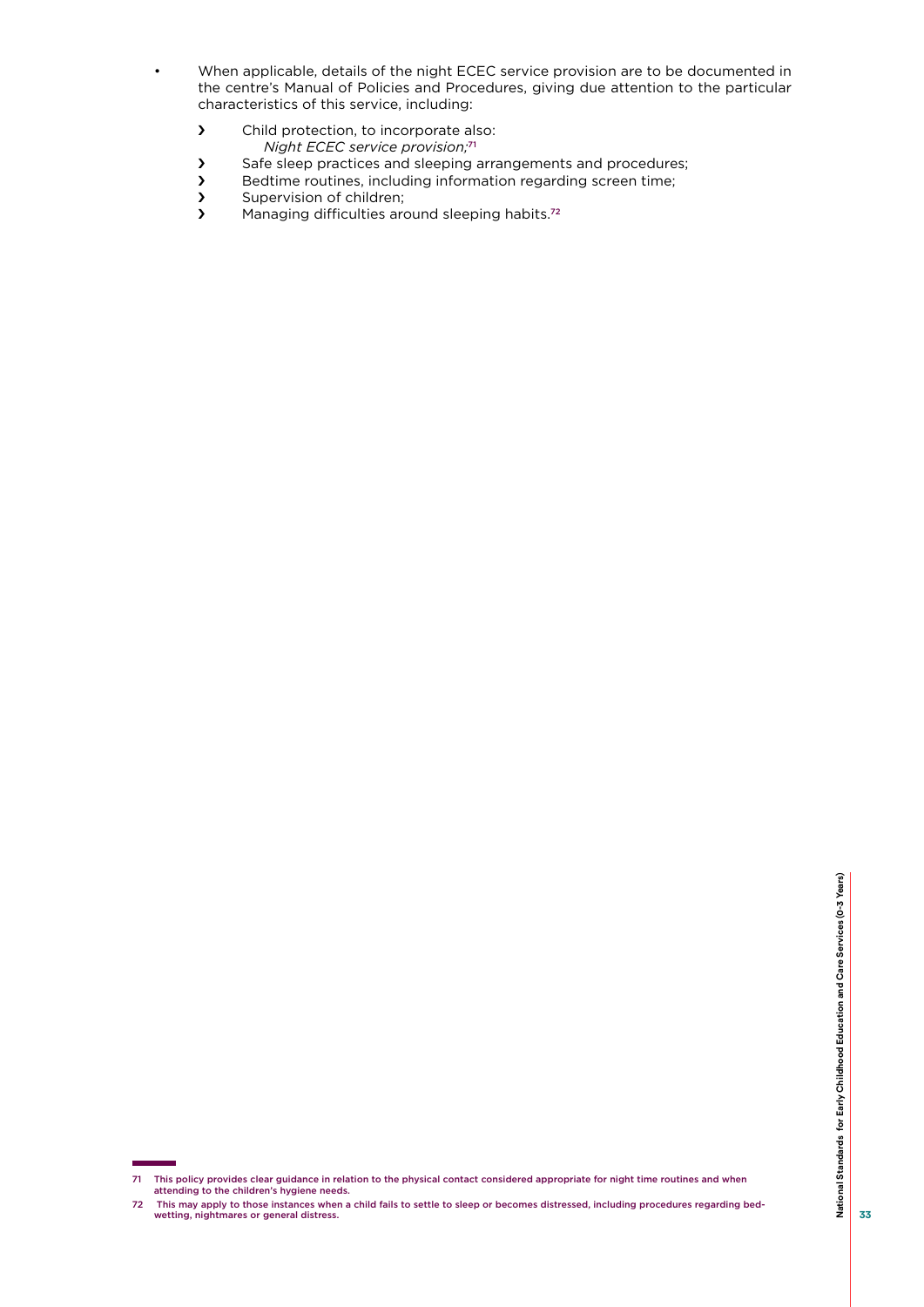- When applicable, details of the night ECEC service provision are to be documented in the centre's Manual of Policies and Procedures, giving due attention to the particular characteristics of this service, including:
  - Child protection, to incorporate also:
    *Night ECEC service provision;*[71]
  - Safe sleep practices and sleeping arrangements and procedures;
  - Bedtime routines, including information regarding screen time;
  - Supervision of children;
  - Managing difficulties around sleeping habits.[72]

---

71 This policy provides clear guidance in relation to the physical contact considered appropriate for night time routines and when attending to the children's hygiene needs.

72 This may apply to those instances when a child fails to settle to sleep or becomes distressed, including procedures regarding bed-wetting, nightmares or general distress.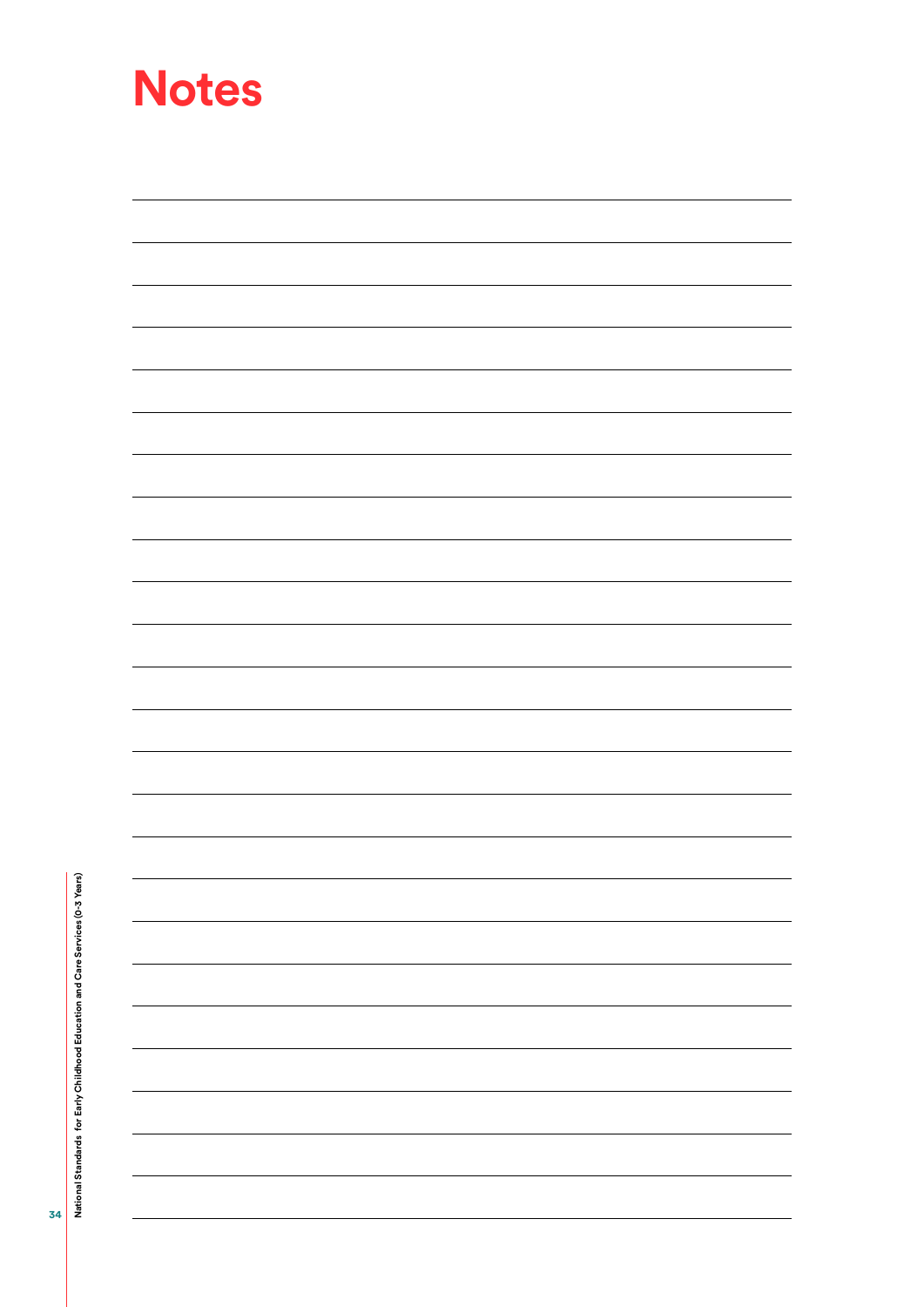# Notes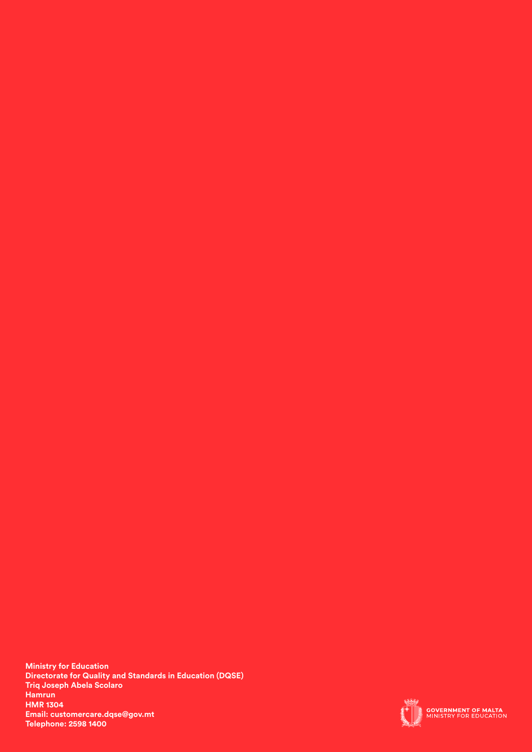**Ministry for Education**
**Directorate for Quality and Standards in Education (DQSE)**
**Triq Joseph Abela Scolaro**
**Hamrun**
**HMR 1304**
**Email: customercare.dqse@gov.mt**
**Telephone: 2598 1400**

GOVERNMENT OF MALTA
MINISTRY FOR EDUCATION